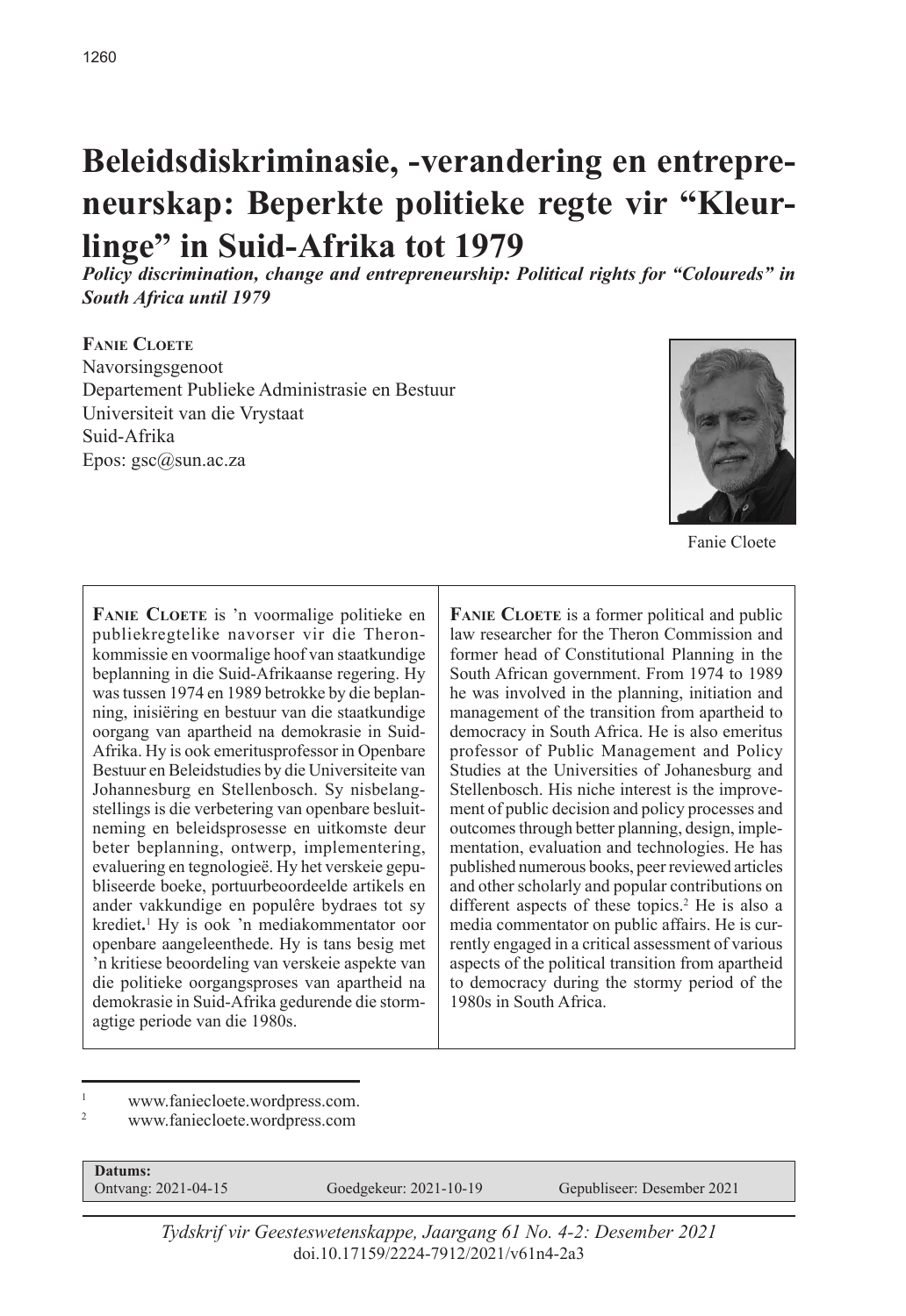# Beleidsdiskriminasie, -verandering en entrepreneurskap: Beperkte politieke regte vir "Kleurlinge" in Suid-Afrika tot 1979

***Policy discrimination, change and entrepreneurship: Political rights for "Coloureds" in South Africa until 1979***

**Fanie Cloete**
Navorsingsgenoot
Departement Publieke Administrasie en Bestuur
Universiteit van die Vrystaat
Suid-Afrika
Epos: gsc@sun.ac.za

Fanie Cloete

**Fanie Cloete** is 'n voormalige politieke en publiekregtelike navorser vir die Theron-kommissie en voormalige hoof van staatkundige beplanning in die Suid-Afrikaanse regering. Hy was tussen 1974 en 1989 betrokke by die beplanning, inisiëring en bestuur van die staatkundige oorgang van apartheid na demokrasie in Suid-Afrika. Hy is ook emeritusprofessor in Openbare Bestuur en Beleidstudies by die Universiteite van Johannesburg en Stellenbosch. Sy nisbelangstellings is die verbetering van openbare besluitneming en beleidsprosesse en uitkomste deur beter beplanning, ontwerp, implementering, evaluering en tegnologieë. Hy het verskeie gepubliseerde boeke, portuurbeoordeelde artikels en ander vakkundige en populêre bydraes tot sy krediet.[1] Hy is ook 'n mediakommentator oor openbare aangeleenthede. Hy is tans besig met 'n kritiese beoordeling van verskeie aspekte van die politieke oorgangsproses van apartheid na demokrasie in Suid-Afrika gedurende die stormagtige periode van die 1980s.

**Fanie Cloete** is a former political and public law researcher for the Theron Commission and former head of Constitutional Planning in the South African government. From 1974 to 1989 he was involved in the planning, initiation and management of the transition from apartheid to democracy in South Africa. He is also emeritus professor of Public Management and Policy Studies at the Universities of Johanesburg and Stellenbosch. His niche interest is the improvement of public decision and policy processes and outcomes through better planning, design, implementation, evaluation and technologies. He has published numerous books, peer reviewed articles and other scholarly and popular contributions on different aspects of these topics.[2] He is also a media commentator on public affairs. He is currently engaged in a critical assessment of various aspects of the political transition from apartheid to democracy during the stormy period of the 1980s in South Africa.

[1] www.faniecloete.wordpress.com.
[2] www.faniecloete.wordpress.com

**Datums:**
Ontvang: 2021-04-15 Goedgekeur: 2021-10-19 Gepubliseer: Desember 2021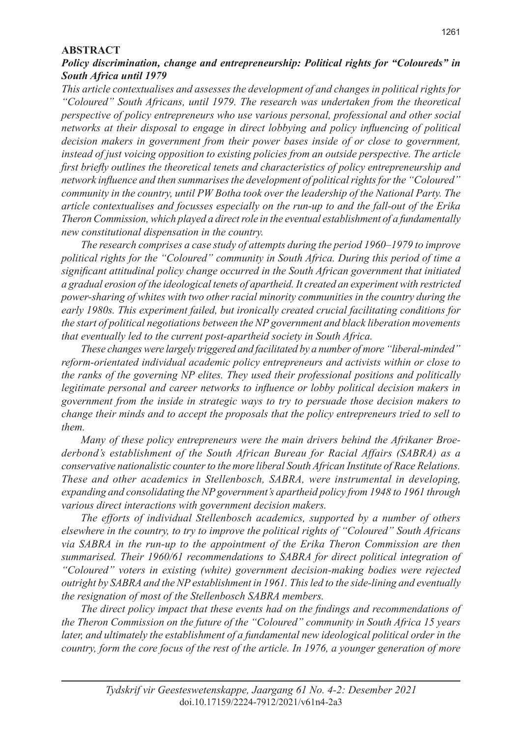## ABSTRACT

***Policy discrimination, change and entrepreneurship: Political rights for "Coloureds" in South Africa until 1979***

*This article contextualises and assesses the development of and changes in political rights for "Coloured" South Africans, until 1979. The research was undertaken from the theoretical perspective of policy entrepreneurs who use various personal, professional and other social networks at their disposal to engage in direct lobbying and policy influencing of political decision makers in government from their power bases inside of or close to government, instead of just voicing opposition to existing policies from an outside perspective. The article first briefly outlines the theoretical tenets and characteristics of policy entrepreneurship and network influence and then summarises the development of political rights for the "Coloured" community in the country, until PW Botha took over the leadership of the National Party. The article contextualises and focusses especially on the run-up to and the fall-out of the Erika Theron Commission, which played a direct role in the eventual establishment of a fundamentally new constitutional dispensation in the country.*

*The research comprises a case study of attempts during the period 1960–1979 to improve political rights for the "Coloured" community in South Africa. During this period of time a significant attitudinal policy change occurred in the South African government that initiated a gradual erosion of the ideological tenets of apartheid. It created an experiment with restricted power-sharing of whites with two other racial minority communities in the country during the early 1980s. This experiment failed, but ironically created crucial facilitating conditions for the start of political negotiations between the NP government and black liberation movements that eventually led to the current post-apartheid society in South Africa.*

*These changes were largely triggered and facilitated by a number of more "liberal-minded" reform-orientated individual academic policy entrepreneurs and activists within or close to the ranks of the governing NP elites. They used their professional positions and politically legitimate personal and career networks to influence or lobby political decision makers in government from the inside in strategic ways to try to persuade those decision makers to change their minds and to accept the proposals that the policy entrepreneurs tried to sell to them.*

*Many of these policy entrepreneurs were the main drivers behind the Afrikaner Broederbond's establishment of the South African Bureau for Racial Affairs (SABRA) as a conservative nationalistic counter to the more liberal South African Institute of Race Relations. These and other academics in Stellenbosch, SABRA, were instrumental in developing, expanding and consolidating the NP government's apartheid policy from 1948 to 1961 through various direct interactions with government decision makers.*

*The efforts of individual Stellenbosch academics, supported by a number of others elsewhere in the country, to try to improve the political rights of "Coloured" South Africans via SABRA in the run-up to the appointment of the Erika Theron Commission are then summarised. Their 1960/61 recommendations to SABRA for direct political integration of "Coloured" voters in existing (white) government decision-making bodies were rejected outright by SABRA and the NP establishment in 1961. This led to the side-lining and eventually the resignation of most of the Stellenbosch SABRA members.*

*The direct policy impact that these events had on the findings and recommendations of the Theron Commission on the future of the "Coloured" community in South Africa 15 years later, and ultimately the establishment of a fundamental new ideological political order in the country, form the core focus of the rest of the article. In 1976, a younger generation of more*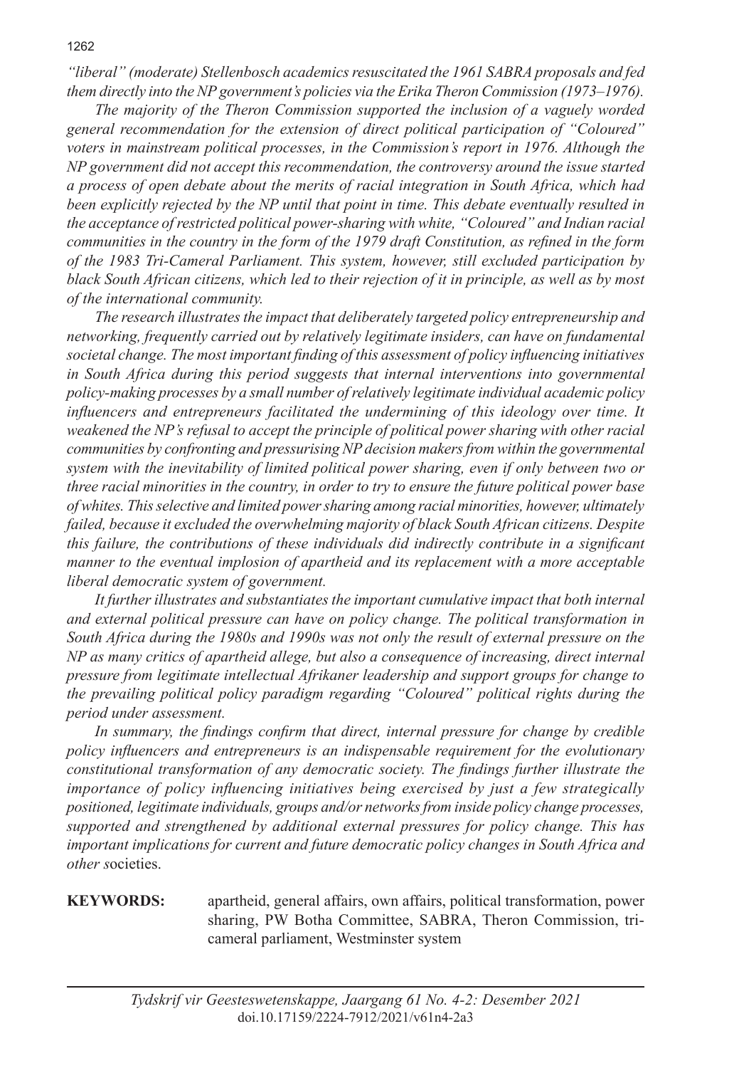*"liberal" (moderate) Stellenbosch academics resuscitated the 1961 SABRA proposals and fed them directly into the NP government's policies via the Erika Theron Commission (1973–1976).*

*The majority of the Theron Commission supported the inclusion of a vaguely worded general recommendation for the extension of direct political participation of "Coloured" voters in mainstream political processes, in the Commission's report in 1976. Although the NP government did not accept this recommendation, the controversy around the issue started a process of open debate about the merits of racial integration in South Africa, which had been explicitly rejected by the NP until that point in time. This debate eventually resulted in the acceptance of restricted political power-sharing with white, "Coloured" and Indian racial communities in the country in the form of the 1979 draft Constitution, as refined in the form of the 1983 Tri-Cameral Parliament. This system, however, still excluded participation by black South African citizens, which led to their rejection of it in principle, as well as by most of the international community.*

*The research illustrates the impact that deliberately targeted policy entrepreneurship and networking, frequently carried out by relatively legitimate insiders, can have on fundamental societal change. The most important finding of this assessment of policy influencing initiatives in South Africa during this period suggests that internal interventions into governmental policy-making processes by a small number of relatively legitimate individual academic policy influencers and entrepreneurs facilitated the undermining of this ideology over time. It weakened the NP's refusal to accept the principle of political power sharing with other racial communities by confronting and pressurising NP decision makers from within the governmental system with the inevitability of limited political power sharing, even if only between two or three racial minorities in the country, in order to try to ensure the future political power base of whites. This selective and limited power sharing among racial minorities, however, ultimately failed, because it excluded the overwhelming majority of black South African citizens. Despite this failure, the contributions of these individuals did indirectly contribute in a significant manner to the eventual implosion of apartheid and its replacement with a more acceptable liberal democratic system of government.*

*It further illustrates and substantiates the important cumulative impact that both internal and external political pressure can have on policy change. The political transformation in South Africa during the 1980s and 1990s was not only the result of external pressure on the NP as many critics of apartheid allege, but also a consequence of increasing, direct internal pressure from legitimate intellectual Afrikaner leadership and support groups for change to the prevailing political policy paradigm regarding "Coloured" political rights during the period under assessment.*

*In summary, the findings confirm that direct, internal pressure for change by credible policy influencers and entrepreneurs is an indispensable requirement for the evolutionary constitutional transformation of any democratic society. The findings further illustrate the importance of policy influencing initiatives being exercised by just a few strategically positioned, legitimate individuals, groups and/or networks from inside policy change processes, supported and strengthened by additional external pressures for policy change. This has important implications for current and future democratic policy changes in South Africa and other s*ocieties.

**KEYWORDS:** apartheid, general affairs, own affairs, political transformation, power sharing, PW Botha Committee, SABRA, Theron Commission, tri-cameral parliament, Westminster system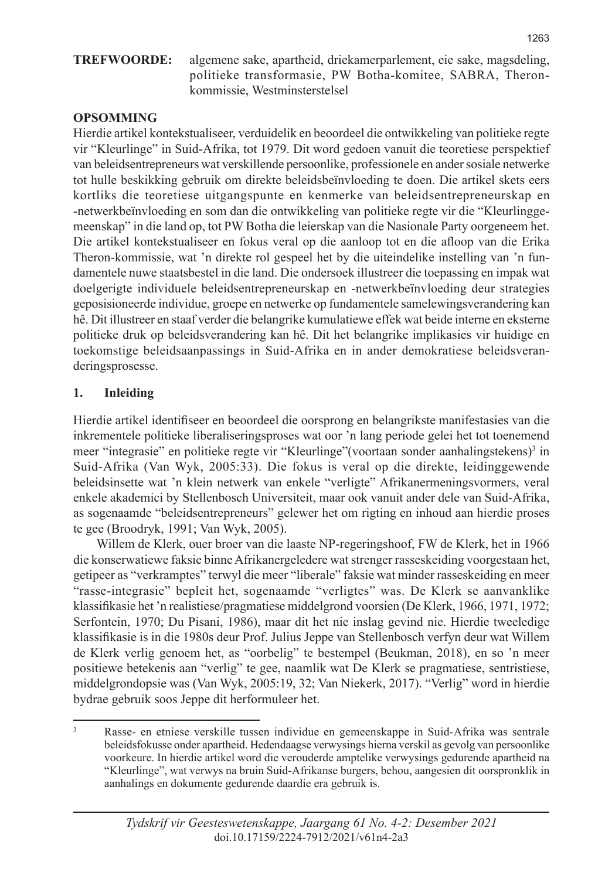**TREFWOORDE:** algemene sake, apartheid, driekamerparlement, eie sake, magsdeling, politieke transformasie, PW Botha-komitee, SABRA, Theron-kommissie, Westminsterstelsel

**OPSOMMING**

Hierdie artikel kontekstualiseer, verduidelik en beoordeel die ontwikkeling van politieke regte vir "Kleurlinge" in Suid-Afrika, tot 1979. Dit word gedoen vanuit die teoretiese perspektief van beleidsentrepreneurs wat verskillende persoonlike, professionele en ander sosiale netwerke tot hulle beskikking gebruik om direkte beleidsbeïnvloeding te doen. Die artikel skets eers kortliks die teoretiese uitgangspunte en kenmerke van beleidsentrepreneurskap en -netwerkbeïnvloeding en som dan die ontwikkeling van politieke regte vir die "Kleurlinggemeenskap" in die land op, tot PW Botha die leierskap van die Nasionale Party oorgeneem het. Die artikel kontekstualiseer en fokus veral op die aanloop tot en die afloop van die Erika Theron-kommissie, wat 'n direkte rol gespeel het by die uiteindelike instelling van 'n fundamentele nuwe staatsbestel in die land. Die ondersoek illustreer die toepassing en impak wat doelgerigte individuele beleidsentrepreneurskap en -netwerkbeïnvloeding deur strategies geposisioneerde individue, groepe en netwerke op fundamentele samelewingsverandering kan hê. Dit illustreer en staaf verder die belangrike kumulatiewe effek wat beide interne en eksterne politieke druk op beleidsverandering kan hê. Dit het belangrike implikasies vir huidige en toekomstige beleidsaanpassings in Suid-Afrika en in ander demokratiese beleidsveranderingsprosesse.

## 1. Inleiding

Hierdie artikel identifiseer en beoordeel die oorsprong en belangrikste manifestasies van die inkrementele politieke liberaliseringsproses wat oor 'n lang periode gelei het tot toenemend meer "integrasie" en politieke regte vir "Kleurlinge"(voortaan sonder aanhalingstekens)[3] in Suid-Afrika (Van Wyk, 2005:33). Die fokus is veral op die direkte, leidinggewende beleidsinsette wat 'n klein netwerk van enkele "verligte" Afrikanermeningsvormers, veral enkele akademici by Stellenbosch Universiteit, maar ook vanuit ander dele van Suid-Afrika, as sogenaamde "beleidsentrepreneurs" gelewer het om rigting en inhoud aan hierdie proses te gee (Broodryk, 1991; Van Wyk, 2005).

Willem de Klerk, ouer broer van die laaste NP-regeringshoof, FW de Klerk, het in 1966 die konserwatiewe faksie binne Afrikanergeledere wat strenger rasseskeiding voorgestaan het, getipeer as "verkramptes" terwyl die meer "liberale" faksie wat minder rasseskeiding en meer "rasse-integrasie" bepleit het, sogenaamde "verligtes" was. De Klerk se aanvanklike klassifikasie het 'n realistiese/pragmatiese middelgrond voorsien (De Klerk, 1966, 1971, 1972; Serfontein, 1970; Du Pisani, 1986), maar dit het nie inslag gevind nie. Hierdie tweeledige klassifikasie is in die 1980s deur Prof. Julius Jeppe van Stellenbosch verfyn deur wat Willem de Klerk verlig genoem het, as "oorbelig" te bestempel (Beukman, 2018), en so 'n meer positiewe betekenis aan "verlig" te gee, naamlik wat De Klerk se pragmatiese, sentristiese, middelgrondopsie was (Van Wyk, 2005:19, 32; Van Niekerk, 2017). "Verlig" word in hierdie bydrae gebruik soos Jeppe dit herformuleer het.

[3] Rasse- en etniese verskille tussen individue en gemeenskappe in Suid-Afrika was sentrale beleidsfokusse onder apartheid. Hedendaagse verwysings hierna verskil as gevolg van persoonlike voorkeure. In hierdie artikel word die verouderde amptelike verwysings gedurende apartheid na "Kleurlinge", wat verwys na bruin Suid-Afrikaanse burgers, behou, aangesien dit oorspronklik in aanhalings en dokumente gedurende daardie era gebruik is.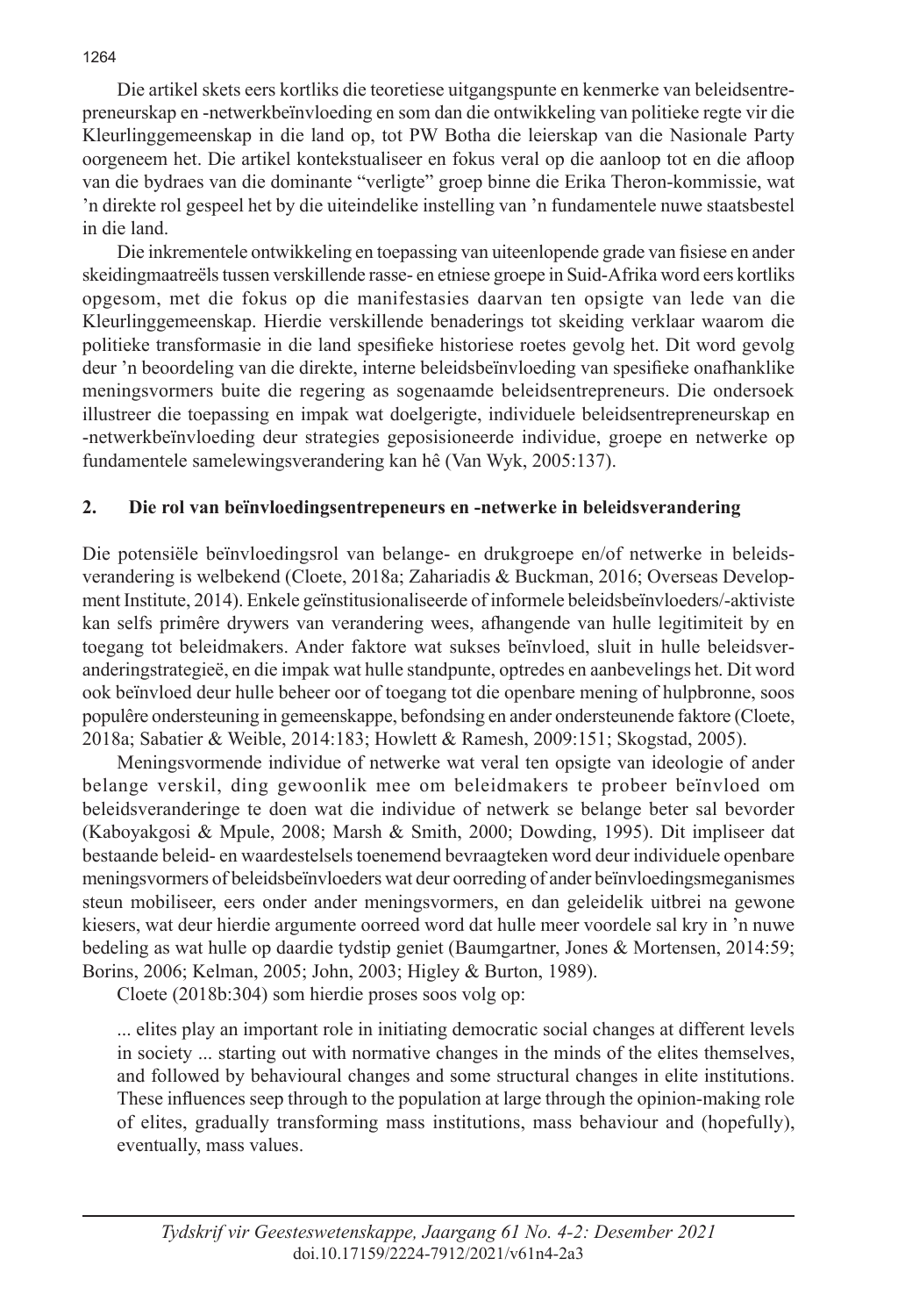Die artikel skets eers kortliks die teoretiese uitgangspunte en kenmerke van beleidsentrepreneurskap en -netwerkbeïnvloeding en som dan die ontwikkeling van politieke regte vir die Kleurlinggemeenskap in die land op, tot PW Botha die leierskap van die Nasionale Party oorgeneem het. Die artikel kontekstualiseer en fokus veral op die aanloop tot en die afloop van die bydraes van die dominante "verligte" groep binne die Erika Theron-kommissie, wat 'n direkte rol gespeel het by die uiteindelike instelling van 'n fundamentele nuwe staatsbestel in die land.

Die inkrementele ontwikkeling en toepassing van uiteenlopende grade van fisiese en ander skeidingmaatreëls tussen verskillende rasse- en etniese groepe in Suid-Afrika word eers kortliks opgesom, met die fokus op die manifestasies daarvan ten opsigte van lede van die Kleurlinggemeenskap. Hierdie verskillende benaderings tot skeiding verklaar waarom die politieke transformasie in die land spesifieke historiese roetes gevolg het. Dit word gevolg deur 'n beoordeling van die direkte, interne beleidsbeïnvloeding van spesifieke onafhanklike meningsvormers buite die regering as sogenaamde beleidsentrepreneurs. Die ondersoek illustreer die toepassing en impak wat doelgerigte, individuele beleidsentrepreneurskap en -netwerkbeïnvloeding deur strategies geposisioneerde individue, groepe en netwerke op fundamentele samelewingsverandering kan hê (Van Wyk, 2005:137).

## 2. Die rol van beïnvloedingsentrepeneurs en -netwerke in beleidsverandering

Die potensiële beïnvloedingsrol van belange- en drukgroepe en/of netwerke in beleidsverandering is welbekend (Cloete, 2018a; Zahariadis & Buckman, 2016; Overseas Development Institute, 2014). Enkele geïnstitusionaliseerde of informele beleidsbeïnvloeders/-aktiviste kan selfs primêre drywers van verandering wees, afhangende van hulle legitimiteit by en toegang tot beleidmakers. Ander faktore wat sukses beïnvloed, sluit in hulle beleidsveranderingstrategieë, en die impak wat hulle standpunte, optredes en aanbevelings het. Dit word ook beïnvloed deur hulle beheer oor of toegang tot die openbare mening of hulpbronne, soos populêre ondersteuning in gemeenskappe, befondsing en ander ondersteunende faktore (Cloete, 2018a; Sabatier & Weible, 2014:183; Howlett & Ramesh, 2009:151; Skogstad, 2005).

Meningsvormende individue of netwerke wat veral ten opsigte van ideologie of ander belange verskil, ding gewoonlik mee om beleidmakers te probeer beïnvloed om beleidsveranderinge te doen wat die individue of netwerk se belange beter sal bevorder (Kaboyakgosi & Mpule, 2008; Marsh & Smith, 2000; Dowding, 1995). Dit impliseer dat bestaande beleid- en waardestelsels toenemend bevraagteken word deur individuele openbare meningsvormers of beleidsbeïnvloeders wat deur oorreding of ander beïnvloedingsmeganismes steun mobiliseer, eers onder ander meningsvormers, en dan geleidelik uitbrei na gewone kiesers, wat deur hierdie argumente oorreed word dat hulle meer voordele sal kry in 'n nuwe bedeling as wat hulle op daardie tydstip geniet (Baumgartner, Jones & Mortensen, 2014:59; Borins, 2006; Kelman, 2005; John, 2003; Higley & Burton, 1989).

Cloete (2018b:304) som hierdie proses soos volg op:

> ... elites play an important role in initiating democratic social changes at different levels in society ... starting out with normative changes in the minds of the elites themselves, and followed by behavioural changes and some structural changes in elite institutions. These influences seep through to the population at large through the opinion-making role of elites, gradually transforming mass institutions, mass behaviour and (hopefully), eventually, mass values.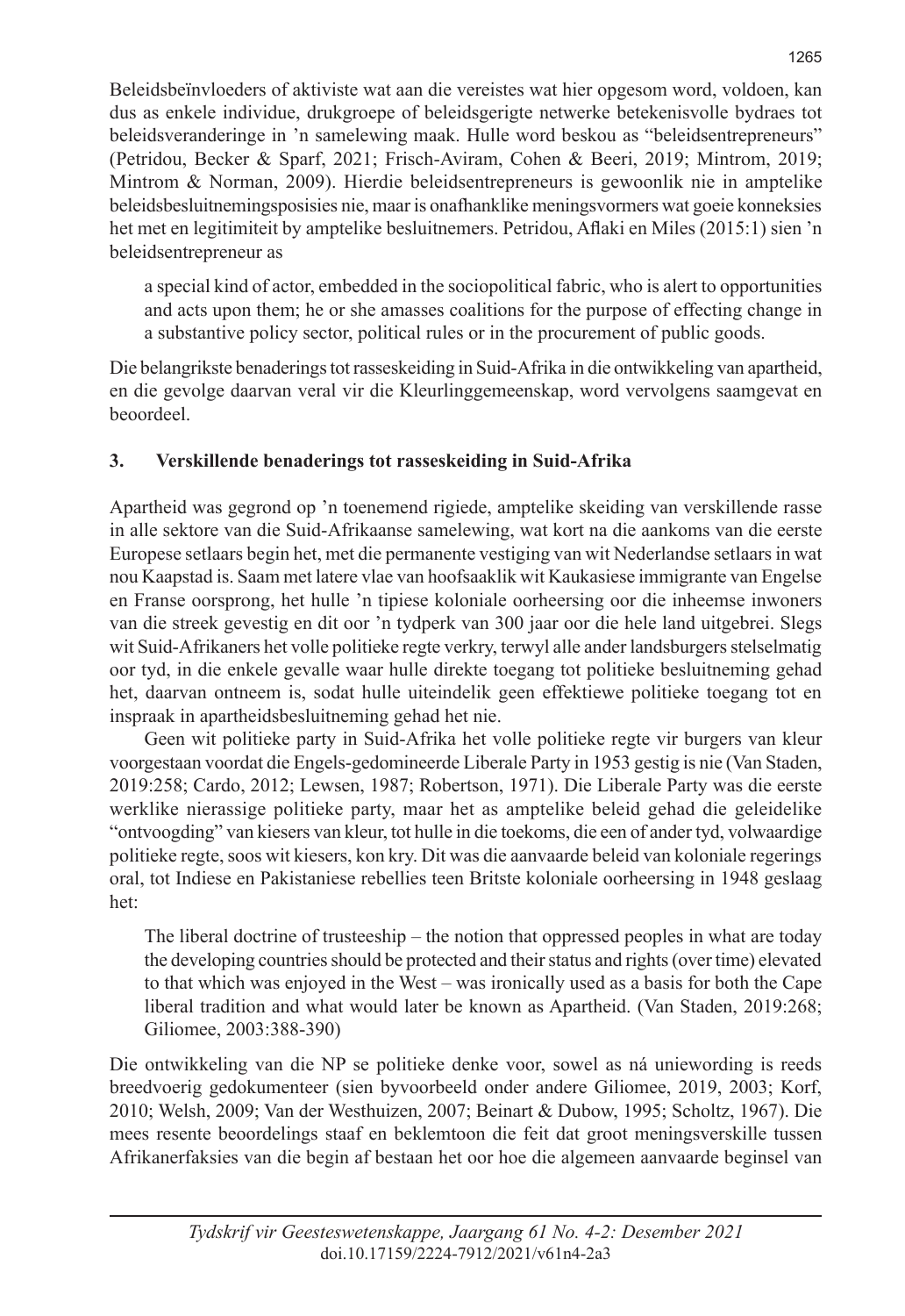Beleidsbeïnvloeders of aktiviste wat aan die vereistes wat hier opgesom word, voldoen, kan dus as enkele individue, drukgroepe of beleidsgerigte netwerke betekenisvolle bydraes tot beleidsveranderinge in 'n samelewing maak. Hulle word beskou as "beleidsentrepreneurs" (Petridou, Becker & Sparf, 2021; Frisch-Aviram, Cohen & Beeri, 2019; Mintrom, 2019; Mintrom & Norman, 2009). Hierdie beleidsentrepreneurs is gewoonlik nie in amptelike beleidsbesluitnemingsposisies nie, maar is onafhanklike meningsvormers wat goeie konneksies het met en legitimiteit by amptelike besluitnemers. Petridou, Aflaki en Miles (2015:1) sien 'n beleidsentrepreneur as

> a special kind of actor, embedded in the sociopolitical fabric, who is alert to opportunities and acts upon them; he or she amasses coalitions for the purpose of effecting change in a substantive policy sector, political rules or in the procurement of public goods.

Die belangrikste benaderings tot rasseskeiding in Suid-Afrika in die ontwikkeling van apartheid, en die gevolge daarvan veral vir die Kleurlinggemeenskap, word vervolgens saamgevat en beoordeel.

## 3. Verskillende benaderings tot rasseskeiding in Suid-Afrika

Apartheid was gegrond op 'n toenemend rigiede, amptelike skeiding van verskillende rasse in alle sektore van die Suid-Afrikaanse samelewing, wat kort na die aankoms van die eerste Europese setlaars begin het, met die permanente vestiging van wit Nederlandse setlaars in wat nou Kaapstad is. Saam met latere vlae van hoofsaaklik wit Kaukasiese immigrante van Engelse en Franse oorsprong, het hulle 'n tipiese koloniale oorheersing oor die inheemse inwoners van die streek gevestig en dit oor 'n tydperk van 300 jaar oor die hele land uitgebrei. Slegs wit Suid-Afrikaners het volle politieke regte verkry, terwyl alle ander landsburgers stelselmatig oor tyd, in die enkele gevalle waar hulle direkte toegang tot politieke besluitneming gehad het, daarvan ontneem is, sodat hulle uiteindelik geen effektiewe politieke toegang tot en inspraak in apartheidsbesluitneming gehad het nie.

Geen wit politieke party in Suid-Afrika het volle politieke regte vir burgers van kleur voorgestaan voordat die Engels-gedomineerde Liberale Party in 1953 gestig is nie (Van Staden, 2019:258; Cardo, 2012; Lewsen, 1987; Robertson, 1971). Die Liberale Party was die eerste werklike nierassige politieke party, maar het as amptelike beleid gehad die geleidelike "ontvoogding" van kiesers van kleur, tot hulle in die toekoms, die een of ander tyd, volwaardige politieke regte, soos wit kiesers, kon kry. Dit was die aanvaarde beleid van koloniale regerings oral, tot Indiese en Pakistaniese rebellies teen Britse koloniale oorheersing in 1948 geslaag het:

> The liberal doctrine of trusteeship – the notion that oppressed peoples in what are today the developing countries should be protected and their status and rights (over time) elevated to that which was enjoyed in the West – was ironically used as a basis for both the Cape liberal tradition and what would later be known as Apartheid. (Van Staden, 2019:268; Giliomee, 2003:388-390)

Die ontwikkeling van die NP se politieke denke voor, sowel as ná uniewording is reeds breedvoerig gedokumenteer (sien byvoorbeeld onder andere Giliomee, 2019, 2003; Korf, 2010; Welsh, 2009; Van der Westhuizen, 2007; Beinart & Dubow, 1995; Scholtz, 1967). Die mees resente beoordelings staaf en beklemtoon die feit dat groot meningsverskille tussen Afrikanerfaksies van die begin af bestaan het oor hoe die algemeen aanvaarde beginsel van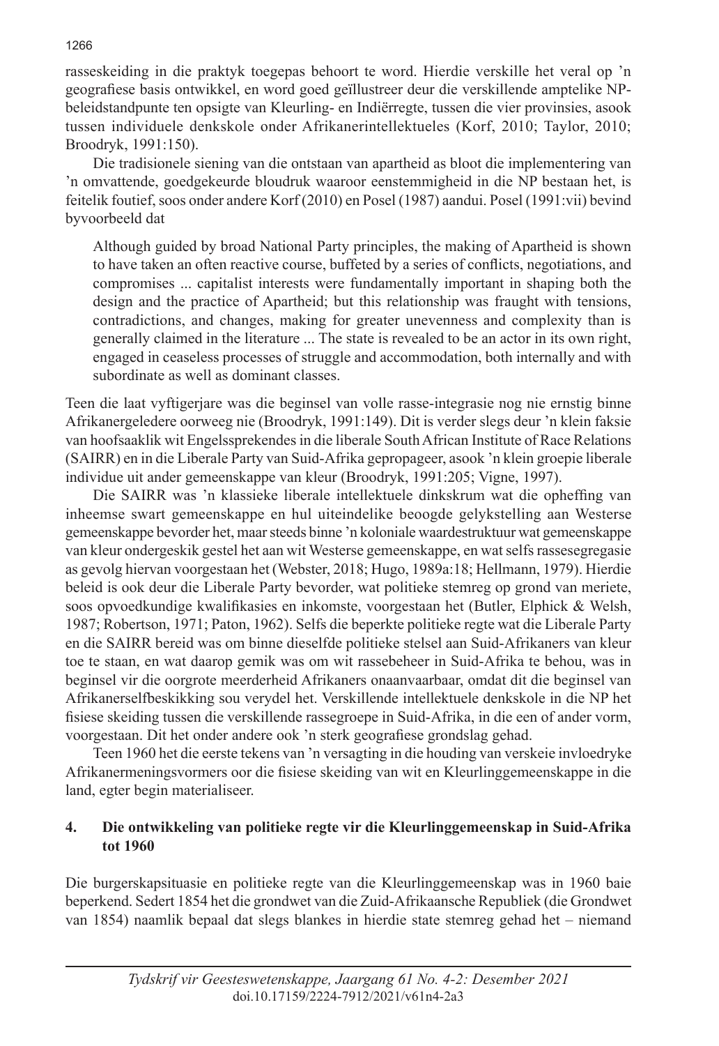rasseskeiding in die praktyk toegepas behoort te word. Hierdie verskille het veral op 'n geografiese basis ontwikkel, en word goed geïllustreer deur die verskillende amptelike NP-beleidstandpunte ten opsigte van Kleurling- en Indiërregte, tussen die vier provinsies, asook tussen individuele denkskole onder Afrikanerintellektueles (Korf, 2010; Taylor, 2010; Broodryk, 1991:150).

Die tradisionele siening van die ontstaan van apartheid as bloot die implementering van 'n omvattende, goedgekeurde bloudruk waaroor eenstemmigheid in die NP bestaan het, is feitelik foutief, soos onder andere Korf (2010) en Posel (1987) aandui. Posel (1991:vii) bevind byvoorbeeld dat

> Although guided by broad National Party principles, the making of Apartheid is shown to have taken an often reactive course, buffeted by a series of conflicts, negotiations, and compromises ... capitalist interests were fundamentally important in shaping both the design and the practice of Apartheid; but this relationship was fraught with tensions, contradictions, and changes, making for greater unevenness and complexity than is generally claimed in the literature ... The state is revealed to be an actor in its own right, engaged in ceaseless processes of struggle and accommodation, both internally and with subordinate as well as dominant classes.

Teen die laat vyftigerjare was die beginsel van volle rasse-integrasie nog nie ernstig binne Afrikanergeledere oorweeg nie (Broodryk, 1991:149). Dit is verder slegs deur 'n klein faksie van hoofsaaklik wit Engelssprekendes in die liberale South African Institute of Race Relations (SAIRR) en in die Liberale Party van Suid-Afrika gepropageer, asook 'n klein groepie liberale individue uit ander gemeenskappe van kleur (Broodryk, 1991:205; Vigne, 1997).

Die SAIRR was 'n klassieke liberale intellektuele dinkskrum wat die opheffing van inheemse swart gemeenskappe en hul uiteindelike beoogde gelykstelling aan Westerse gemeenskappe bevorder het, maar steeds binne 'n koloniale waardestruktuur wat gemeenskappe van kleur ondergeskik gestel het aan wit Westerse gemeenskappe, en wat selfs rassesegregasie as gevolg hiervan voorgestaan het (Webster, 2018; Hugo, 1989a:18; Hellmann, 1979). Hierdie beleid is ook deur die Liberale Party bevorder, wat politieke stemreg op grond van meriete, soos opvoedkundige kwalifikasies en inkomste, voorgestaan het (Butler, Elphick & Welsh, 1987; Robertson, 1971; Paton, 1962). Selfs die beperkte politieke regte wat die Liberale Party en die SAIRR bereid was om binne dieselfde politieke stelsel aan Suid-Afrikaners van kleur toe te staan, en wat daarop gemik was om wit rassebeheer in Suid-Afrika te behou, was in beginsel vir die oorgrote meerderheid Afrikaners onaanvaarbaar, omdat dit die beginsel van Afrikanerselfbeskikking sou verydel het. Verskillende intellektuele denkskole in die NP het fisiese skeiding tussen die verskillende rassegroepe in Suid-Afrika, in die een of ander vorm, voorgestaan. Dit het onder andere ook 'n sterk geografiese grondslag gehad.

Teen 1960 het die eerste tekens van 'n versagting in die houding van verskeie invloedryke Afrikanermeningsvormers oor die fisiese skeiding van wit en Kleurlinggemeenskappe in die land, egter begin materialiseer.

## 4. Die ontwikkeling van politieke regte vir die Kleurlinggemeenskap in Suid-Afrika tot 1960

Die burgerskapsituasie en politieke regte van die Kleurlinggemeenskap was in 1960 baie beperkend. Sedert 1854 het die grondwet van die Zuid-Afrikaansche Republiek (die Grondwet van 1854) naamlik bepaal dat slegs blankes in hierdie state stemreg gehad het – niemand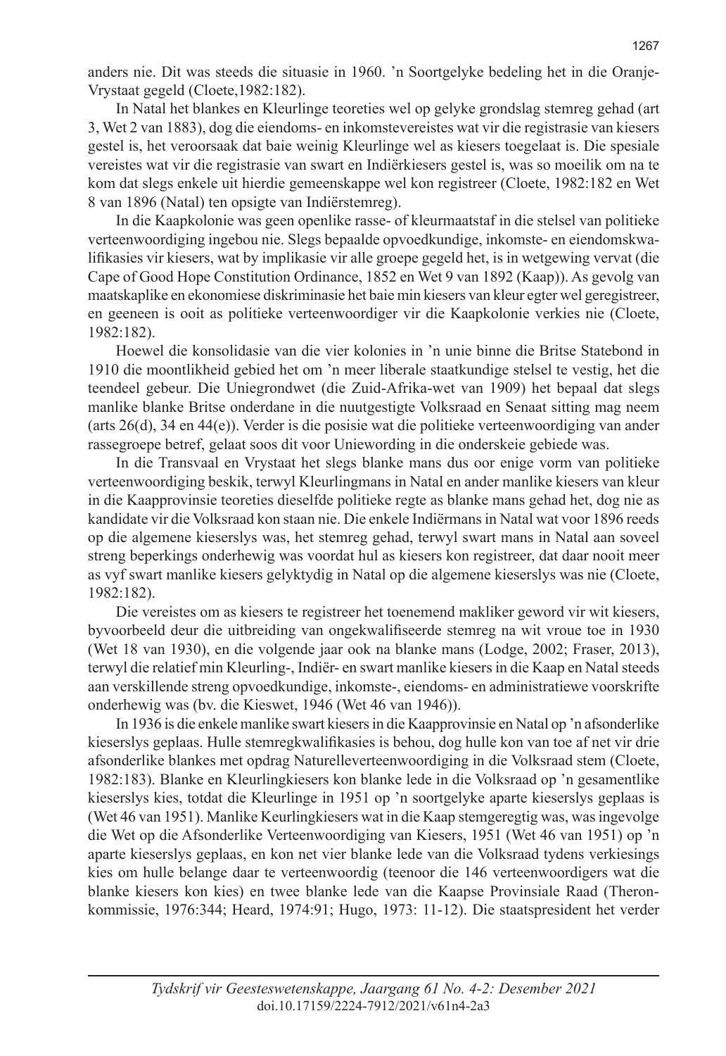anders nie. Dit was steeds die situasie in 1960. ’n Soortgelyke bedeling het in die Oranje-Vrystaat gegeld (Cloete,1982:182).

In Natal het blankes en Kleurlinge teoreties wel op gelyke grondslag stemreg gehad (art 3, Wet 2 van 1883), dog die eiendoms- en inkomstevereistes wat vir die registrasie van kiesers gestel is, het veroorsaak dat baie weinig Kleurlinge wel as kiesers toegelaat is. Die spesiale vereistes wat vir die registrasie van swart en Indiërkiesers gestel is, was so moeilik om na te kom dat slegs enkele uit hierdie gemeenskappe wel kon registreer (Cloete, 1982:182 en Wet 8 van 1896 (Natal) ten opsigte van Indiërstemreg).

In die Kaapkolonie was geen openlike rasse- of kleurmaatstaf in die stelsel van politieke verteenwoordiging ingebou nie. Slegs bepaalde opvoedkundige, inkomste- en eiendomskwalifikasies vir kiesers, wat by implikasie vir alle groepe gegeld het, is in wetgewing vervat (die Cape of Good Hope Constitution Ordinance, 1852 en Wet 9 van 1892 (Kaap)). As gevolg van maatskaplike en ekonomiese diskriminasie het baie min kiesers van kleur egter wel geregistreer, en geeneen is ooit as politieke verteenwoordiger vir die Kaapkolonie verkies nie (Cloete, 1982:182).

Hoewel die konsolidasie van die vier kolonies in ’n unie binne die Britse Statebond in 1910 die moontlikheid gebied het om ’n meer liberale staatkundige stelsel te vestig, het die teendeel gebeur. Die Uniegrondwet (die Zuid-Afrika-wet van 1909) het bepaal dat slegs manlike blanke Britse onderdane in die nuutgestigte Volksraad en Senaat sitting mag neem (arts 26(d), 34 en 44(e)). Verder is die posisie wat die politieke verteenwoordiging van ander rassegroepe betref, gelaat soos dit voor Uniewording in die onderskeie gebiede was.

In die Transvaal en Vrystaat het slegs blanke mans dus oor enige vorm van politieke verteenwoordiging beskik, terwyl Kleurlingmans in Natal en ander manlike kiesers van kleur in die Kaapprovinsie teoreties dieselfde politieke regte as blanke mans gehad het, dog nie as kandidate vir die Volksraad kon staan nie. Die enkele Indiërmans in Natal wat voor 1896 reeds op die algemene kieserslys was, het stemreg gehad, terwyl swart mans in Natal aan soveel streng beperkings onderhewig was voordat hul as kiesers kon registreer, dat daar nooit meer as vyf swart manlike kiesers gelyktydig in Natal op die algemene kieserslys was nie (Cloete, 1982:182).

Die vereistes om as kiesers te registreer het toenemend makliker geword vir wit kiesers, byvoorbeeld deur die uitbreiding van ongekwalifiseerde stemreg na wit vroue toe in 1930 (Wet 18 van 1930), en die volgende jaar ook na blanke mans (Lodge, 2002; Fraser, 2013), terwyl die relatief min Kleurling-, Indiër- en swart manlike kiesers in die Kaap en Natal steeds aan verskillende streng opvoedkundige, inkomste-, eiendoms- en administratiewe voorskrifte onderhewig was (bv. die Kieswet, 1946 (Wet 46 van 1946)).

In 1936 is die enkele manlike swart kiesers in die Kaapprovinsie en Natal op ’n afsonderlike kieserslys geplaas. Hulle stemregkwalifikasies is behou, dog hulle kon van toe af net vir drie afsonderlike blankes met opdrag Naturelleverteenwoordiging in die Volksraad stem (Cloete, 1982:183). Blanke en Kleurlingkiesers kon blanke lede in die Volksraad op ’n gesamentlike kieserslys kies, totdat die Kleurlinge in 1951 op ’n soortgelyke aparte kieserslys geplaas is (Wet 46 van 1951). Manlike Keurlingkiesers wat in die Kaap stemgeregtig was, was ingevolge die Wet op die Afsonderlike Verteenwoordiging van Kiesers, 1951 (Wet 46 van 1951) op ’n aparte kieserslys geplaas, en kon net vier blanke lede van die Volksraad tydens verkiesings kies om hulle belange daar te verteenwoordig (teenoor die 146 verteenwoordigers wat die blanke kiesers kon kies) en twee blanke lede van die Kaapse Provinsiale Raad (Theron-kommissie, 1976:344; Heard, 1974:91; Hugo, 1973: 11-12). Die staatspresident het verder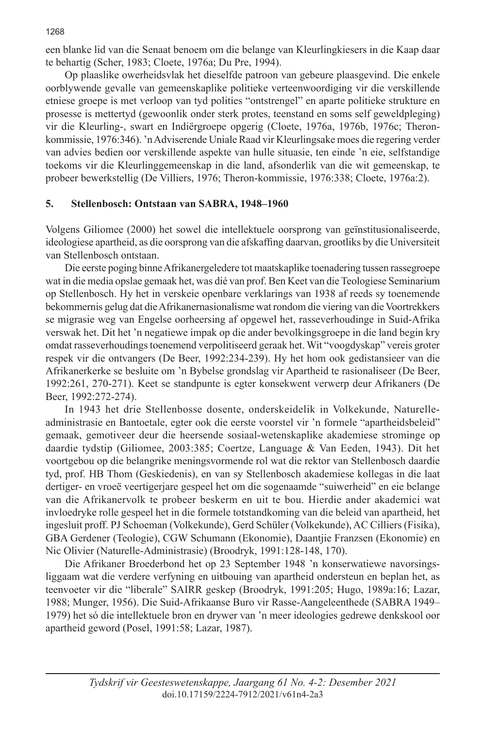een blanke lid van die Senaat benoem om die belange van Kleurlingkiesers in die Kaap daar te behartig (Scher, 1983; Cloete, 1976a; Du Pre, 1994).

Op plaaslike owerheidsvlak het dieselfde patroon van gebeure plaasgevind. Die enkele oorblywende gevalle van gemeenskaplike politieke verteenwoordiging vir die verskillende etniese groepe is met verloop van tyd polities "ontstrengel" en aparte politieke strukture en prosesse is mettertyd (gewoonlik onder sterk protes, teenstand en soms self geweldpleging) vir die Kleurling-, swart en Indiërgroepe opgerig (Cloete, 1976a, 1976b, 1976c; Theron-kommissie, 1976:346). 'n Adviserende Uniale Raad vir Kleurlingsake moes die regering verder van advies bedien oor verskillende aspekte van hulle situasie, ten einde 'n eie, selfstandige toekoms vir die Kleurlinggemeenskap in die land, afsonderlik van die wit gemeenskap, te probeer bewerkstellig (De Villiers, 1976; Theron-kommissie, 1976:338; Cloete, 1976a:2).

## 5. Stellenbosch: Ontstaan van SABRA, 1948–1960

Volgens Giliomee (2000) het sowel die intellektuele oorsprong van geïnstitusionaliseerde, ideologiese apartheid, as die oorsprong van die afskaffing daarvan, grootliks by die Universiteit van Stellenbosch ontstaan.

Die eerste poging binne Afrikanergeledere tot maatskaplike toenadering tussen rassegroepe wat in die media opslae gemaak het, was dié van prof. Ben Keet van die Teologiese Seminarium op Stellenbosch. Hy het in verskeie openbare verklarings van 1938 af reeds sy toenemende bekommernis gelug dat die Afrikanernasionalisme wat rondom die viering van die Voortrekkers se migrasie weg van Engelse oorheersing af opgewel het, rasseverhoudinge in Suid-Afrika verswak het. Dit het 'n negatiewe impak op die ander bevolkingsgroepe in die land begin kry omdat rasseverhoudings toenemend verpolitiseerd geraak het. Wit "voogdyskap" vereis groter respek vir die ontvangers (De Beer, 1992:234-239). Hy het hom ook gedistansieer van die Afrikanerkerke se besluite om 'n Bybelse grondslag vir Apartheid te rasionaliseer (De Beer, 1992:261, 270-271). Keet se standpunte is egter konsekwent verwerp deur Afrikaners (De Beer, 1992:272-274).

In 1943 het drie Stellenbosse dosente, onderskeidelik in Volkekunde, Naturelle-administrasie en Bantoetale, egter ook die eerste voorstel vir 'n formele "apartheidsbeleid" gemaak, gemotiveer deur die heersende sosiaal-wetenskaplike akademiese strominge op daardie tydstip (Giliomee, 2003:385; Coertze, Language & Van Eeden, 1943). Dit het voortgebou op die belangrike meningsvormende rol wat die rektor van Stellenbosch daardie tyd, prof. HB Thom (Geskiedenis), en van sy Stellenbosch akademiese kollegas in die laat dertiger- en vroeë veertigerjare gespeel het om die sogenaamde "suiwerheid" en eie belange van die Afrikanervolk te probeer beskerm en uit te bou. Hierdie ander akademici wat invloedryke rolle gespeel het in die formele totstandkoming van die beleid van apartheid, het ingesluit proff. PJ Schoeman (Volkekunde), Gerd Schüler (Volkekunde), AC Cilliers (Fisika), GBA Gerdener (Teologie), CGW Schumann (Ekonomie), Daantjie Franzsen (Ekonomie) en Nic Olivier (Naturelle-Administrasie) (Broodryk, 1991:128-148, 170).

Die Afrikaner Broederbond het op 23 September 1948 'n konserwatiewe navorsingsliggaam wat die verdere verfyning en uitbouing van apartheid ondersteun en beplan het, as teenvoeter vir die "liberale" SAIRR geskep (Broodryk, 1991:205; Hugo, 1989a:16; Lazar, 1988; Munger, 1956). Die Suid-Afrikaanse Buro vir Rasse-Aangeleenthede (SABRA 1949–1979) het só die intellektuele bron en drywer van 'n meer ideologies gedrewe denkskool oor apartheid geword (Posel, 1991:58; Lazar, 1987).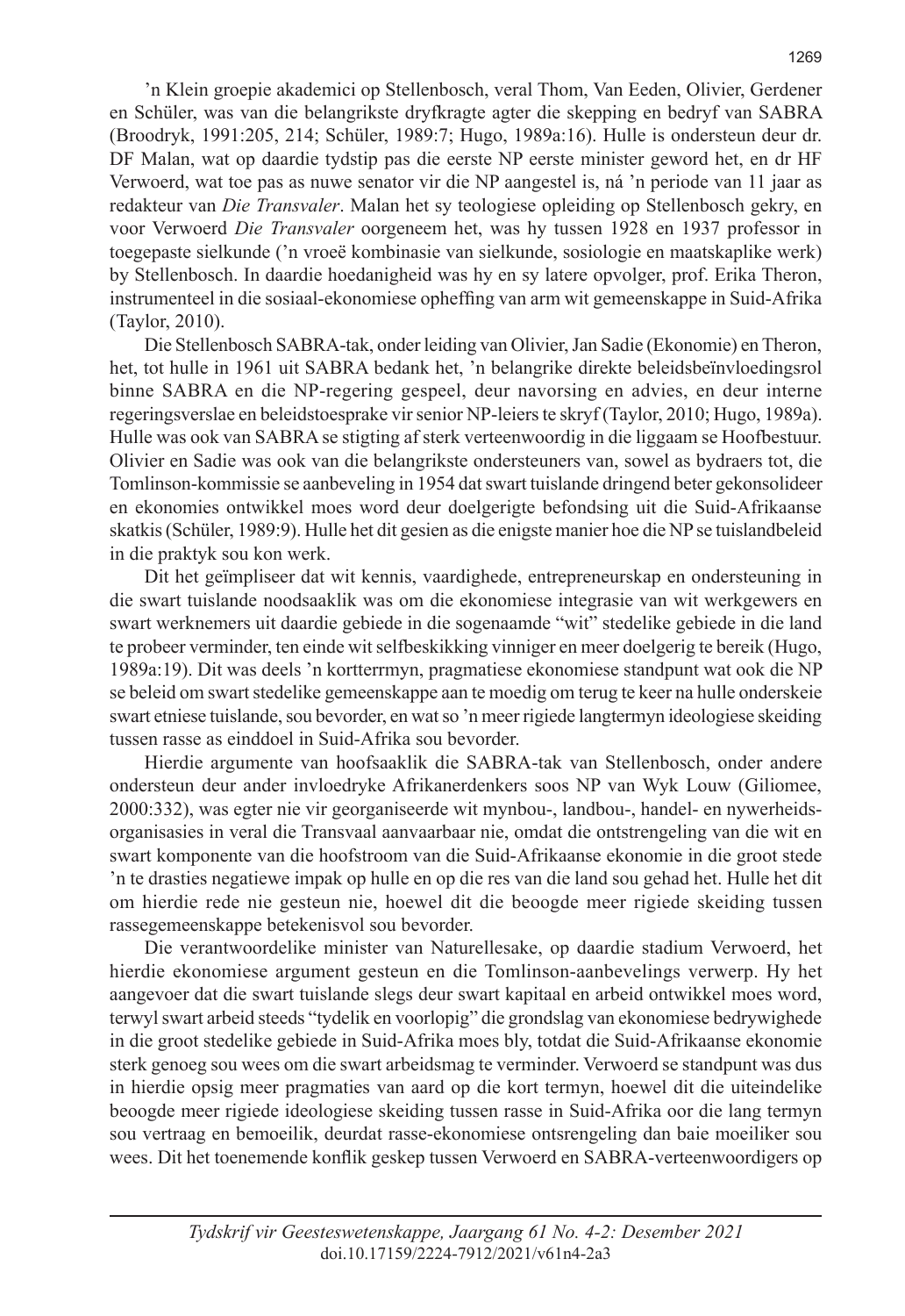’n Klein groepie akademici op Stellenbosch, veral Thom, Van Eeden, Olivier, Gerdener en Schüler, was van die belangrikste dryfkragte agter die skepping en bedryf van SABRA (Broodryk, 1991:205, 214; Schüler, 1989:7; Hugo, 1989a:16). Hulle is ondersteun deur dr. DF Malan, wat op daardie tydstip pas die eerste NP eerste minister geword het, en dr HF Verwoerd, wat toe pas as nuwe senator vir die NP aangestel is, ná ’n periode van 11 jaar as redakteur van *Die Transvaler*. Malan het sy teologiese opleiding op Stellenbosch gekry, en voor Verwoerd *Die Transvaler* oorgeneem het, was hy tussen 1928 en 1937 professor in toegepaste sielkunde (’n vroeë kombinasie van sielkunde, sosiologie en maatskaplike werk) by Stellenbosch. In daardie hoedanigheid was hy en sy latere opvolger, prof. Erika Theron, instrumenteel in die sosiaal-ekonomiese opheffing van arm wit gemeenskappe in Suid-Afrika (Taylor, 2010).

Die Stellenbosch SABRA-tak, onder leiding van Olivier, Jan Sadie (Ekonomie) en Theron, het, tot hulle in 1961 uit SABRA bedank het, ’n belangrike direkte beleidsbeïnvloedingsrol binne SABRA en die NP-regering gespeel, deur navorsing en advies, en deur interne regeringsverslae en beleidstoesprake vir senior NP-leiers te skryf (Taylor, 2010; Hugo, 1989a). Hulle was ook van SABRA se stigting af sterk verteenwoordig in die liggaam se Hoofbestuur. Olivier en Sadie was ook van die belangrikste ondersteuners van, sowel as bydraers tot, die Tomlinson-kommissie se aanbeveling in 1954 dat swart tuislande dringend beter gekonsolideer en ekonomies ontwikkel moes word deur doelgerigte befondsing uit die Suid-Afrikaanse skatkis (Schüler, 1989:9). Hulle het dit gesien as die enigste manier hoe die NP se tuislandbeleid in die praktyk sou kon werk.

Dit het geïmpliseer dat wit kennis, vaardighede, entrepreneurskap en ondersteuning in die swart tuislande noodsaaklik was om die ekonomiese integrasie van wit werkgewers en swart werknemers uit daardie gebiede in die sogenaamde “wit” stedelike gebiede in die land te probeer verminder, ten einde wit selfbeskikking vinniger en meer doelgerig te bereik (Hugo, 1989a:19). Dit was deels ’n kortterrmyn, pragmatiese ekonomiese standpunt wat ook die NP se beleid om swart stedelike gemeenskappe aan te moedig om terug te keer na hulle onderskeie swart etniese tuislande, sou bevorder, en wat so ’n meer rigiede langtermyn ideologiese skeiding tussen rasse as einddoel in Suid-Afrika sou bevorder.

Hierdie argumente van hoofsaaklik die SABRA-tak van Stellenbosch, onder andere ondersteun deur ander invloedryke Afrikanerdenkers soos NP van Wyk Louw (Giliomee, 2000:332), was egter nie vir georganiseerde wit mynbou-, landbou-, handel- en nywerheidsorganisasies in veral die Transvaal aanvaarbaar nie, omdat die ontstrengeling van die wit en swart komponente van die hoofstroom van die Suid-Afrikaanse ekonomie in die groot stede ’n te drasties negatiewe impak op hulle en op die res van die land sou gehad het. Hulle het dit om hierdie rede nie gesteun nie, hoewel dit die beoogde meer rigiede skeiding tussen rassegemeenskappe betekenisvol sou bevorder.

Die verantwoordelike minister van Naturellesake, op daardie stadium Verwoerd, het hierdie ekonomiese argument gesteun en die Tomlinson-aanbevelings verwerp. Hy het aangevoer dat die swart tuislande slegs deur swart kapitaal en arbeid ontwikkel moes word, terwyl swart arbeid steeds “tydelik en voorlopig” die grondslag van ekonomiese bedrywighede in die groot stedelike gebiede in Suid-Afrika moes bly, totdat die Suid-Afrikaanse ekonomie sterk genoeg sou wees om die swart arbeidsmag te verminder. Verwoerd se standpunt was dus in hierdie opsig meer pragmaties van aard op die kort termyn, hoewel dit die uiteindelike beoogde meer rigiede ideologiese skeiding tussen rasse in Suid-Afrika oor die lang termyn sou vertraag en bemoeilik, deurdat rasse-ekonomiese ontstrengeling dan baie moeiliker sou wees. Dit het toenemende konflik geskep tussen Verwoerd en SABRA-verteenwoordigers op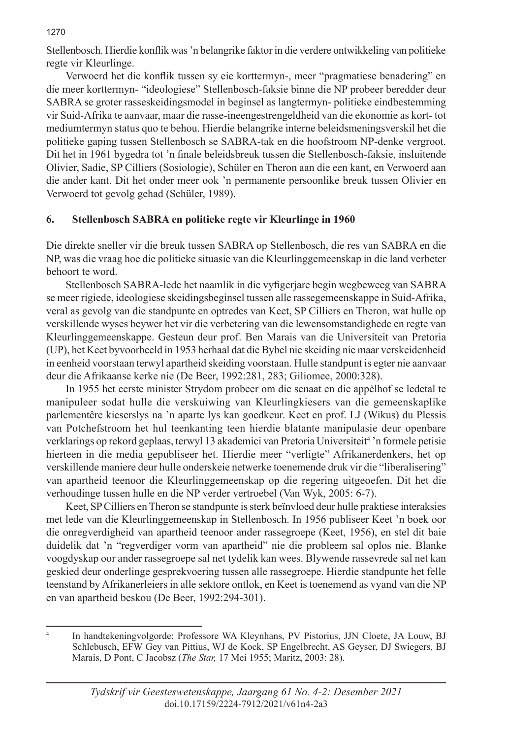Stellenbosch. Hierdie konflik was 'n belangrike faktor in die verdere ontwikkeling van politieke regte vir Kleurlinge.

Verwoerd het die konflik tussen sy eie korttermyn-, meer "pragmatiese benadering" en die meer korttermyn- "ideologiese" Stellenbosch-faksie binne die NP probeer beredder deur SABRA se groter rasseskeidingsmodel in beginsel as langtermyn- politieke eindbestemming vir Suid-Afrika te aanvaar, maar die rasse-ineengestrengeldheid van die ekonomie as kort- tot mediumtermyn status quo te behou. Hierdie belangrike interne beleidsmeningsverskil het die politieke gaping tussen Stellenbosch se SABRA-tak en die hoofstroom NP-denke vergroot. Dit het in 1961 bygedra tot 'n finale beleidsbreuk tussen die Stellenbosch-faksie, insluitende Olivier, Sadie, SP Cilliers (Sosiologie), Schüler en Theron aan die een kant, en Verwoerd aan die ander kant. Dit het onder meer ook 'n permanente persoonlike breuk tussen Olivier en Verwoerd tot gevolg gehad (Schüler, 1989).

## 6. Stellenbosch SABRA en politieke regte vir Kleurlinge in 1960

Die direkte sneller vir die breuk tussen SABRA op Stellenbosch, die res van SABRA en die NP, was die vraag hoe die politieke situasie van die Kleurlinggemeenskap in die land verbeter behoort te word.

Stellenbosch SABRA-lede het naamlik in die vyfigerjare begin wegbeweeg van SABRA se meer rigiede, ideologiese skeidingsbeginsel tussen alle rassegemeenskappe in Suid-Afrika, veral as gevolg van die standpunte en optredes van Keet, SP Cilliers en Theron, wat hulle op verskillende wyses beywer het vir die verbetering van die lewensomstandighede en regte van Kleurlinggemeenskappe. Gesteun deur prof. Ben Marais van die Universiteit van Pretoria (UP), het Keet byvoorbeeld in 1953 herhaal dat die Bybel nie skeiding nie maar verskeidenheid in eenheid voorstaan terwyl apartheid skeiding voorstaan. Hulle standpunt is egter nie aanvaar deur die Afrikaanse kerke nie (De Beer, 1992:281, 283; Giliomee, 2000:328).

In 1955 het eerste minister Strydom probeer om die senaat en die appèlhof se ledetal te manipuleer sodat hulle die verskuiwing van Kleurlingkiesers van die gemeenskaplike parlementêre kieserslys na 'n aparte lys kan goedkeur. Keet en prof. LJ (Wikus) du Plessis van Potchefstroom het hul teenkanting teen hierdie blatante manipulasie deur openbare verklarings op rekord geplaas, terwyl 13 akademici van Pretoria Universiteit[4] 'n formele petisie hierteen in die media gepubliseer het. Hierdie meer "verligte" Afrikanerdenkers, het op verskillende maniere deur hulle onderskeie netwerke toenemende druk vir die "liberalisering" van apartheid teenoor die Kleurlinggemeenskap op die regering uitgeoefen. Dit het die verhoudinge tussen hulle en die NP verder vertroebel (Van Wyk, 2005: 6-7).

Keet, SP Cilliers en Theron se standpunte is sterk beïnvloed deur hulle praktiese interaksies met lede van die Kleurlinggemeenskap in Stellenbosch. In 1956 publiseer Keet 'n boek oor die onregverdigheid van apartheid teenoor ander rassegroepe (Keet, 1956), en stel dit baie duidelik dat 'n "regverdiger vorm van apartheid" nie die probleem sal oplos nie. Blanke voogdyskap oor ander rassegroepe sal net tydelik kan wees. Blywende rassevrede sal net kan geskied deur onderlinge gesprekvoering tussen alle rassegroepe. Hierdie standpunte het felle teenstand by Afrikanerleiers in alle sektore ontlok, en Keet is toenemend as vyand van die NP en van apartheid beskou (De Beer, 1992:294-301).

---

[4] In handtekeningvolgorde: Professore WA Kleynhans, PV Pistorius, JJN Cloete, JA Louw, BJ Schlebusch, EFW Gey van Pittius, WJ de Kock, SP Engelbrecht, AS Geyser, DJ Swiegers, BJ Marais, D Pont, C Jacobsz (*The Star,* 17 Mei 1955; Maritz, 2003: 28).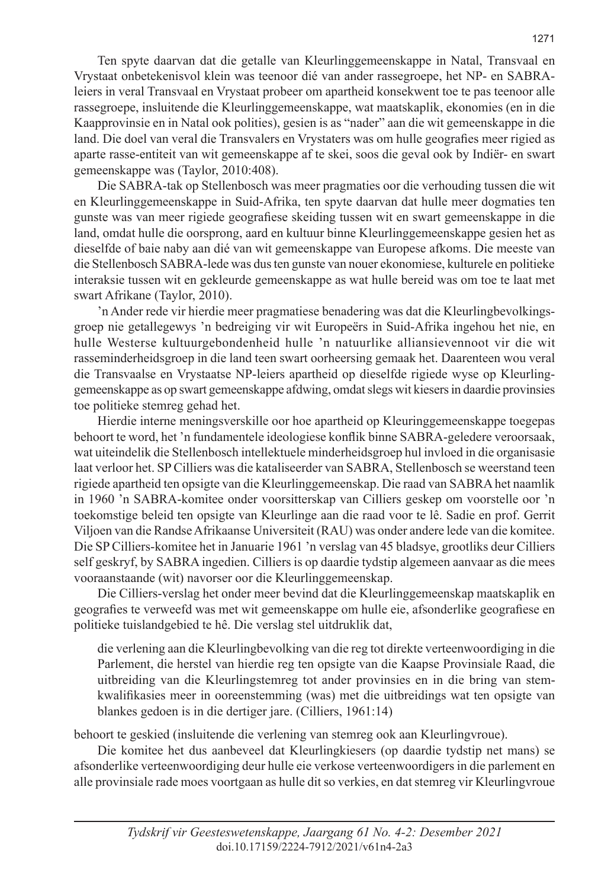Ten spyte daarvan dat die getalle van Kleurlinggemeenskappe in Natal, Transvaal en Vrystaat onbetekenisvol klein was teenoor dié van ander rassegroepe, het NP- en SABRA-leiers in veral Transvaal en Vrystaat probeer om apartheid konsekwent toe te pas teenoor alle rassegroepe, insluitende die Kleurlinggemeenskappe, wat maatskaplik, ekonomies (en in die Kaapprovinsie en in Natal ook polities), gesien is as "nader" aan die wit gemeenskappe in die land. Die doel van veral die Transvalers en Vrystaters was om hulle geografies meer rigied as aparte rasse-entiteit van wit gemeenskappe af te skei, soos die geval ook by Indiër- en swart gemeenskappe was (Taylor, 2010:408).

Die SABRA-tak op Stellenbosch was meer pragmaties oor die verhouding tussen die wit en Kleurlinggemeenskappe in Suid-Afrika, ten spyte daarvan dat hulle meer dogmaties ten gunste was van meer rigiede geografiese skeiding tussen wit en swart gemeenskappe in die land, omdat hulle die oorsprong, aard en kultuur binne Kleurlinggemeenskappe gesien het as dieselfde of baie naby aan dié van wit gemeenskappe van Europese afkoms. Die meeste van die Stellenbosch SABRA-lede was dus ten gunste van nouer ekonomiese, kulturele en politieke interaksie tussen wit en gekleurde gemeenskappe as wat hulle bereid was om toe te laat met swart Afrikane (Taylor, 2010).

'n Ander rede vir hierdie meer pragmatiese benadering was dat die Kleurlingbevolkingsgroep nie getallegewys 'n bedreiging vir wit Europeërs in Suid-Afrika ingehou het nie, en hulle Westerse kultuurgebondenheid hulle 'n natuurlike alliansievennoot vir die wit rasseminderheidsgroep in die land teen swart oorheersing gemaak het. Daarenteen wou veral die Transvaalse en Vrystaatse NP-leiers apartheid op dieselfde rigiede wyse op Kleurlinggemeenskappe as op swart gemeenskappe afdwing, omdat slegs wit kiesers in daardie provinsies toe politieke stemreg gehad het.

Hierdie interne meningsverskille oor hoe apartheid op Kleuringgemeenskappe toegepas behoort te word, het 'n fundamentele ideologiese konflik binne SABRA-geledere veroorsaak, wat uiteindelik die Stellenbosch intellektuele minderheidsgroep hul invloed in die organisasie laat verloor het. SP Cilliers was die kataliseerder van SABRA, Stellenbosch se weerstand teen rigiede apartheid ten opsigte van die Kleurlinggemeenskap. Die raad van SABRA het naamlik in 1960 'n SABRA-komitee onder voorsitterskap van Cilliers geskep om voorstelle oor 'n toekomstige beleid ten opsigte van Kleurlinge aan die raad voor te lê. Sadie en prof. Gerrit Viljoen van die Randse Afrikaanse Universiteit (RAU) was onder andere lede van die komitee. Die SP Cilliers-komitee het in Januarie 1961 'n verslag van 45 bladsye, grootliks deur Cilliers self geskryf, by SABRA ingedien. Cilliers is op daardie tydstip algemeen aanvaar as die mees vooraanstaande (wit) navorser oor die Kleurlinggemeenskap.

Die Cilliers-verslag het onder meer bevind dat die Kleurlinggemeenskap maatskaplik en geografies te verweefd was met wit gemeenskappe om hulle eie, afsonderlike geografiese en politieke tuislandgebied te hê. Die verslag stel uitdruklik dat,

> die verlening aan die Kleurlingbevolking van die reg tot direkte verteenwoordiging in die Parlement, die herstel van hierdie reg ten opsigte van die Kaapse Provinsiale Raad, die uitbreiding van die Kleurlingstemreg tot ander provinsies en in die bring van stemkwalifikasies meer in ooreenstemming (was) met die uitbreidings wat ten opsigte van blankes gedoen is in die dertiger jare. (Cilliers, 1961:14)

behoort te geskied (insluitende die verlening van stemreg ook aan Kleurlingvroue).

Die komitee het dus aanbeveel dat Kleurlingkiesers (op daardie tydstip net mans) se afsonderlike verteenwoordiging deur hulle eie verkose verteenwoordigers in die parlement en alle provinsiale rade moes voortgaan as hulle dit so verkies, en dat stemreg vir Kleurlingvroue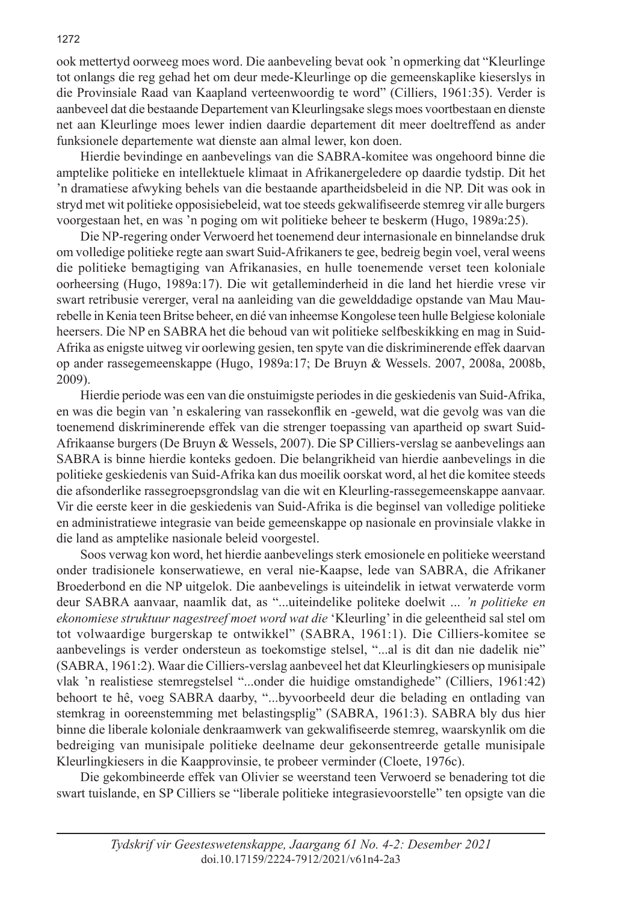ook mettertyd oorweeg moes word. Die aanbeveling bevat ook 'n opmerking dat "Kleurlinge tot onlangs die reg gehad het om deur mede-Kleurlinge op die gemeenskaplike kieserslys in die Provinsiale Raad van Kaapland verteenwoordig te word" (Cilliers, 1961:35). Verder is aanbeveel dat die bestaande Departement van Kleurlingsake slegs moes voortbestaan en dienste net aan Kleurlinge moes lewer indien daardie departement dit meer doeltreffend as ander funksionele departemente wat dienste aan almal lewer, kon doen.

Hierdie bevindinge en aanbevelings van die SABRA-komitee was ongehoord binne die amptelike politieke en intellektuele klimaat in Afrikanergeledere op daardie tydstip. Dit het 'n dramatiese afwyking behels van die bestaande apartheidsbeleid in die NP. Dit was ook in stryd met wit politieke opposisiebeleid, wat toe steeds gekwalifiseerde stemreg vir alle burgers voorgestaan het, en was 'n poging om wit politieke beheer te beskerm (Hugo, 1989a:25).

Die NP-regering onder Verwoerd het toenemend deur internasionale en binnelandse druk om volledige politieke regte aan swart Suid-Afrikaners te gee, bedreig begin voel, veral weens die politieke bemagtiging van Afrikanasies, en hulle toenemende verset teen koloniale oorheersing (Hugo, 1989a:17). Die wit getalleminderheid in die land het hierdie vrese vir swart retribusie vererger, veral na aanleiding van die gewelddadige opstande van Mau Mau-rebelle in Kenia teen Britse beheer, en dié van inheemse Kongolese teen hulle Belgiese koloniale heersers. Die NP en SABRA het die behoud van wit politieke selfbeskikking en mag in Suid-Afrika as enigste uitweg vir oorlewing gesien, ten spyte van die diskriminerende effek daarvan op ander rassegemeenskappe (Hugo, 1989a:17; De Bruyn & Wessels. 2007, 2008a, 2008b, 2009).

Hierdie periode was een van die onstuimigste periodes in die geskiedenis van Suid-Afrika, en was die begin van 'n eskalering van rassekonflik en -geweld, wat die gevolg was van die toenemend diskriminerende effek van die strenger toepassing van apartheid op swart Suid-Afrikaanse burgers (De Bruyn & Wessels, 2007). Die SP Cilliers-verslag se aanbevelings aan SABRA is binne hierdie konteks gedoen. Die belangrikheid van hierdie aanbevelings in die politieke geskiedenis van Suid-Afrika kan dus moeilik oorskat word, al het die komitee steeds die afsonderlike rassegroepsgrondslag van die wit en Kleurling-rassegemeenskappe aanvaar. Vir die eerste keer in die geskiedenis van Suid-Afrika is die beginsel van volledige politieke en administratiewe integrasie van beide gemeenskappe op nasionale en provinsiale vlakke in die land as amptelike nasionale beleid voorgestel.

Soos verwag kon word, het hierdie aanbevelings sterk emosionele en politieke weerstand onder tradisionele konserwatiewe, en veral nie-Kaapse, lede van SABRA, die Afrikaner Broederbond en die NP uitgelok. Die aanbevelings is uiteindelik in ietwat verwaterde vorm deur SABRA aanvaar, naamlik dat, as "...uiteindelike politeke doelwit ... *'n politieke en ekonomiese struktuur nagestreef moet word wat die* 'Kleurling' in die geleentheid sal stel om tot volwaardige burgerskap te ontwikkel" (SABRA, 1961:1). Die Cilliers-komitee se aanbevelings is verder ondersteun as toekomstige stelsel, "...al is dit dan nie dadelik nie" (SABRA, 1961:2). Waar die Cilliers-verslag aanbeveel het dat Kleurlingkiesers op munisipale vlak 'n realistiese stemregstelsel "...onder die huidige omstandighede" (Cilliers, 1961:42) behoort te hê, voeg SABRA daarby, "...byvoorbeeld deur die belading en ontlading van stemkrag in ooreenstemming met belastingsplig" (SABRA, 1961:3). SABRA bly dus hier binne die liberale koloniale denkraamwerk van gekwalifiseerde stemreg, waarskynlik om die bedreiging van munisipale politieke deelname deur gekonsentreerde getalle munisipale Kleurlingkiesers in die Kaapprovinsie, te probeer verminder (Cloete, 1976c).

Die gekombineerde effek van Olivier se weerstand teen Verwoerd se benadering tot die swart tuislande, en SP Cilliers se "liberale politieke integrasievoorstelle" ten opsigte van die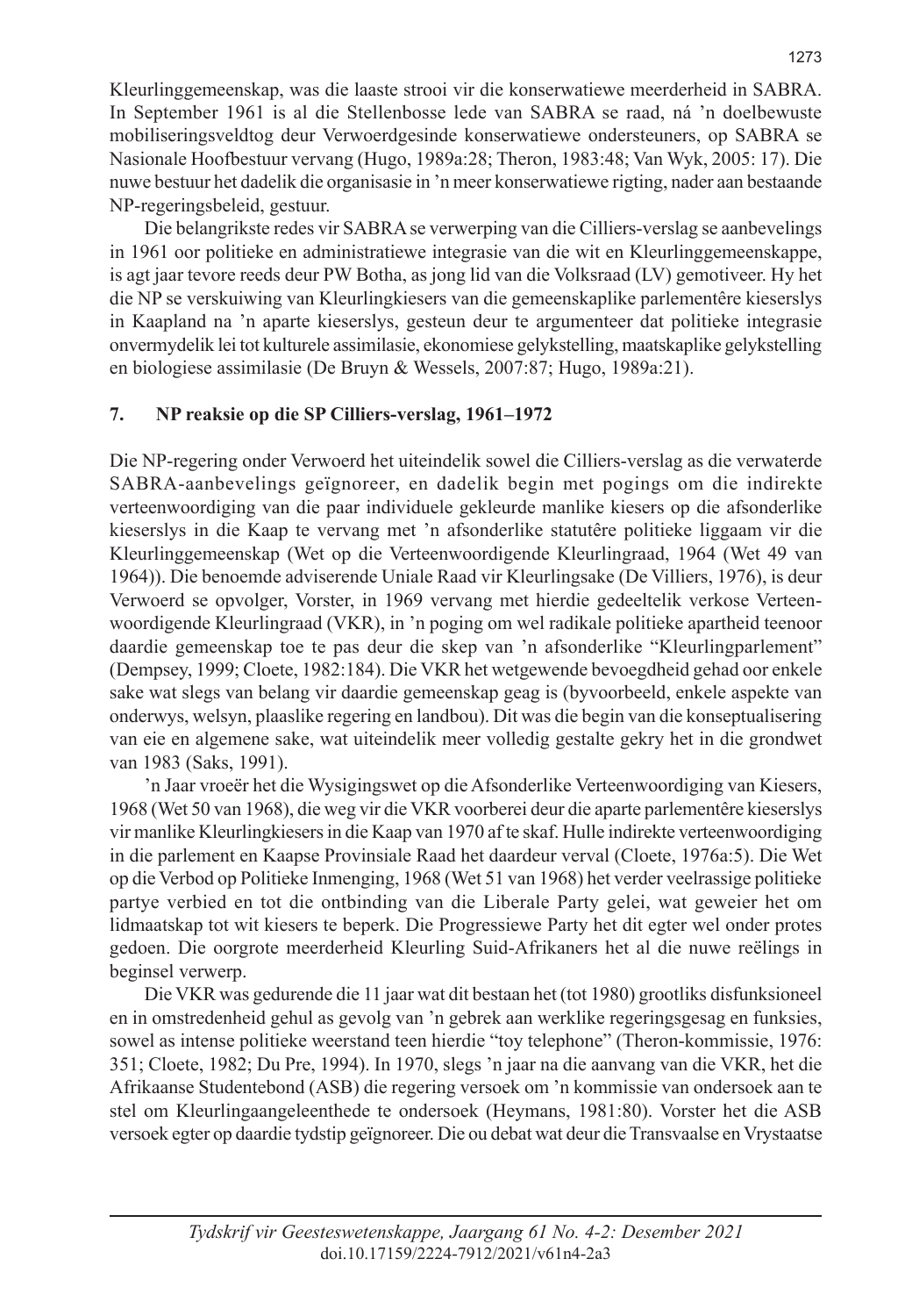Kleurlinggemeenskap, was die laaste strooi vir die konserwatiewe meerderheid in SABRA. In September 1961 is al die Stellenbosse lede van SABRA se raad, ná ’n doelbewuste mobiliseringsveldtog deur Verwoerdgesinde konserwatiewe ondersteuners, op SABRA se Nasionale Hoofbestuur vervang (Hugo, 1989a:28; Theron, 1983:48; Van Wyk, 2005: 17). Die nuwe bestuur het dadelik die organisasie in ’n meer konserwatiewe rigting, nader aan bestaande NP-regeringsbeleid, gestuur.

Die belangrikste redes vir SABRA se verwerping van die Cilliers-verslag se aanbevelings in 1961 oor politieke en administratiewe integrasie van die wit en Kleurlinggemeenskappe, is agt jaar tevore reeds deur PW Botha, as jong lid van die Volksraad (LV) gemotiveer. Hy het die NP se verskuiwing van Kleurlingkiesers van die gemeenskaplike parlementêre kieserslys in Kaapland na ’n aparte kieserslys, gesteun deur te argumenteer dat politieke integrasie onvermydelik lei tot kulturele assimilasie, ekonomiese gelykstelling, maatskaplike gelykstelling en biologiese assimilasie (De Bruyn & Wessels, 2007:87; Hugo, 1989a:21).

## 7. NP reaksie op die SP Cilliers-verslag, 1961–1972

Die NP-regering onder Verwoerd het uiteindelik sowel die Cilliers-verslag as die verwaterde SABRA-aanbevelings geïgnoreer, en dadelik begin met pogings om die indirekte verteenwoordiging van die paar individuele gekleurde manlike kiesers op die afsonderlike kieserslys in die Kaap te vervang met ’n afsonderlike statutêre politieke liggaam vir die Kleurlinggemeenskap (Wet op die Verteenwoordigende Kleurlingraad, 1964 (Wet 49 van 1964)). Die benoemde adviserende Uniale Raad vir Kleurlingsake (De Villiers, 1976), is deur Verwoerd se opvolger, Vorster, in 1969 vervang met hierdie gedeeltelik verkose Verteenwoordigende Kleurlingraad (VKR), in ’n poging om wel radikale politieke apartheid teenoor daardie gemeenskap toe te pas deur die skep van ’n afsonderlike “Kleurlingparlement” (Dempsey, 1999; Cloete, 1982:184). Die VKR het wetgewende bevoegdheid gehad oor enkele sake wat slegs van belang vir daardie gemeenskap geag is (byvoorbeeld, enkele aspekte van onderwys, welsyn, plaaslike regering en landbou). Dit was die begin van die konseptualisering van eie en algemene sake, wat uiteindelik meer volledig gestalte gekry het in die grondwet van 1983 (Saks, 1991).

’n Jaar vroeër het die Wysigingswet op die Afsonderlike Verteenwoordiging van Kiesers, 1968 (Wet 50 van 1968), die weg vir die VKR voorberei deur die aparte parlementêre kieserslys vir manlike Kleurlingkiesers in die Kaap van 1970 af te skaf. Hulle indirekte verteenwoordiging in die parlement en Kaapse Provinsiale Raad het daardeur verval (Cloete, 1976a:5). Die Wet op die Verbod op Politieke Inmenging, 1968 (Wet 51 van 1968) het verder veelrassige politieke partye verbied en tot die ontbinding van die Liberale Party gelei, wat geweier het om lidmaatskap tot wit kiesers te beperk. Die Progressiewe Party het dit egter wel onder protes gedoen. Die oorgrote meerderheid Kleurling Suid-Afrikaners het al die nuwe reëlings in beginsel verwerp.

Die VKR was gedurende die 11 jaar wat dit bestaan het (tot 1980) grootliks disfunksioneel en in omstredenheid gehul as gevolg van ’n gebrek aan werklike regeringsgesag en funksies, sowel as intense politieke weerstand teen hierdie “toy telephone” (Theron-kommissie, 1976: 351; Cloete, 1982; Du Pre, 1994). In 1970, slegs ’n jaar na die aanvang van die VKR, het die Afrikaanse Studentebond (ASB) die regering versoek om ’n kommissie van ondersoek aan te stel om Kleurlingaangeleenthede te ondersoek (Heymans, 1981:80). Vorster het die ASB versoek egter op daardie tydstip geïgnoreer. Die ou debat wat deur die Transvaalse en Vrystaatse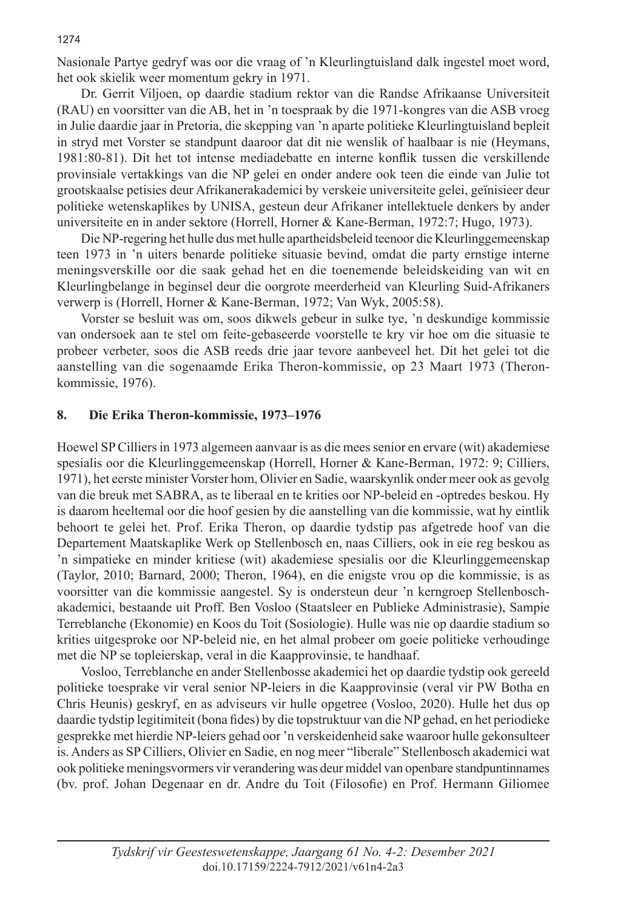Nasionale Partye gedryf was oor die vraag of 'n Kleurlingtuisland dalk ingestel moet word, het ook skielik weer momentum gekry in 1971.

Dr. Gerrit Viljoen, op daardie stadium rektor van die Randse Afrikaanse Universiteit (RAU) en voorsitter van die AB, het in 'n toespraak by die 1971-kongres van die ASB vroeg in Julie daardie jaar in Pretoria, die skepping van 'n aparte politieke Kleurlingtuisland bepleit in stryd met Vorster se standpunt daaroor dat dit nie wenslik of haalbaar is nie (Heymans, 1981:80-81). Dit het tot intense mediadebatte en interne konflik tussen die verskillende provinsiale vertakkings van die NP gelei en onder andere ook teen die einde van Julie tot grootskaalse petisies deur Afrikanerakademici by verskeie universiteite gelei, geïnisieer deur politieke wetenskaplikes by UNISA, gesteun deur Afrikaner intellektuele denkers by ander universiteite en in ander sektore (Horrell, Horner & Kane-Berman, 1972:7; Hugo, 1973).

Die NP-regering het hulle dus met hulle apartheidsbeleid teenoor die Kleurlinggemeenskap teen 1973 in 'n uiters benarde politieke situasie bevind, omdat die party ernstige interne meningsverskille oor die saak gehad het en die toenemende beleidskeiding van wit en Kleurlingbelange in beginsel deur die oorgrote meerderheid van Kleurling Suid-Afrikaners verwerp is (Horrell, Horner & Kane-Berman, 1972; Van Wyk, 2005:58).

Vorster se besluit was om, soos dikwels gebeur in sulke tye, 'n deskundige kommissie van ondersoek aan te stel om feite-gebaseerde voorstelle te kry vir hoe om die situasie te probeer verbeter, soos die ASB reeds drie jaar tevore aanbeveel het. Dit het gelei tot die aanstelling van die sogenaamde Erika Theron-kommissie, op 23 Maart 1973 (Theron-kommissie, 1976).

## 8. Die Erika Theron-kommissie, 1973–1976

Hoewel SP Cilliers in 1973 algemeen aanvaar is as die mees senior en ervare (wit) akademiese spesialis oor die Kleurlinggemeenskap (Horrell, Horner & Kane-Berman, 1972: 9; Cilliers, 1971), het eerste minister Vorster hom, Olivier en Sadie, waarskynlik onder meer ook as gevolg van die breuk met SABRA, as te liberaal en te krities oor NP-beleid en -optredes beskou. Hy is daarom heeltemal oor die hoof gesien by die aanstelling van die kommissie, wat hy eintlik behoort te gelei het. Prof. Erika Theron, op daardie tydstip pas afgetrede hoof van die Departement Maatskaplike Werk op Stellenbosch en, naas Cilliers, ook in eie reg beskou as 'n simpatieke en minder kritiese (wit) akademiese spesialis oor die Kleurlinggemeenskap (Taylor, 2010; Barnard, 2000; Theron, 1964), en die enigste vrou op die kommissie, is as voorsitter van die kommissie aangestel. Sy is ondersteun deur 'n kerngroep Stellenbosch-akademici, bestaande uit Proff. Ben Vosloo (Staatsleer en Publieke Administrasie), Sampie Terreblanche (Ekonomie) en Koos du Toit (Sosiologie). Hulle was nie op daardie stadium so krities uitgesproke oor NP-beleid nie, en het almal probeer om goeie politieke verhoudinge met die NP se topleierskap, veral in die Kaapprovinsie, te handhaaf.

Vosloo, Terreblanche en ander Stellenbosse akademici het op daardie tydstip ook gereeld politieke toesprake vir veral senior NP-leiers in die Kaapprovinsie (veral vir PW Botha en Chris Heunis) geskryf, en as adviseurs vir hulle opgetree (Vosloo, 2020). Hulle het dus op daardie tydstip legitimiteit (bona fides) by die topstruktuur van die NP gehad, en het periodieke gesprekke met hierdie NP-leiers gehad oor 'n verskeidenheid sake waaroor hulle gekonsulteer is. Anders as SP Cilliers, Olivier en Sadie, en nog meer "liberale" Stellenbosch akademici wat ook politieke meningsvormers vir verandering was deur middel van openbare standpuntinnames (bv. prof. Johan Degenaar en dr. Andre du Toit (Filosofie) en Prof. Hermann Giliomee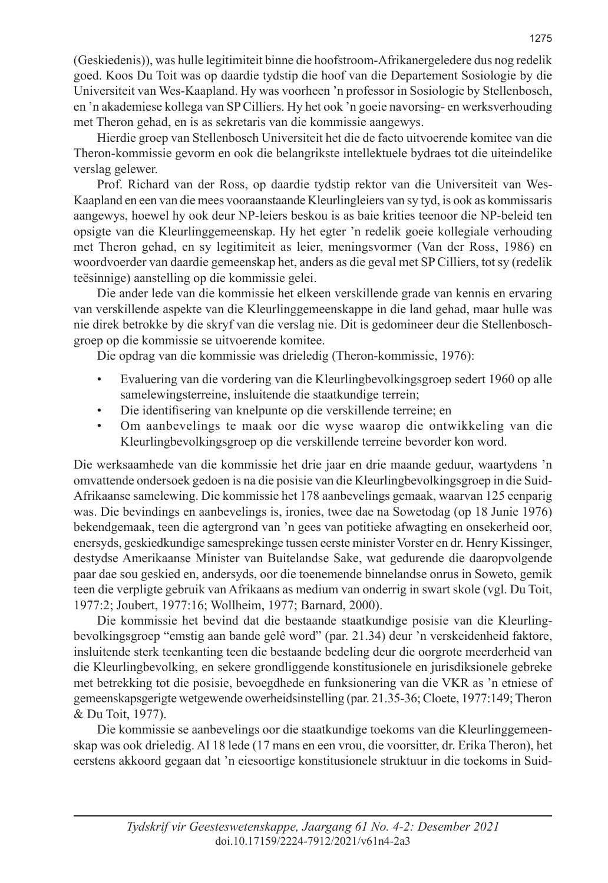(Geskiedenis)), was hulle legitimiteit binne die hoofstroom-Afrikanergeledere dus nog redelik goed. Koos Du Toit was op daardie tydstip die hoof van die Departement Sosiologie by die Universiteit van Wes-Kaapland. Hy was voorheen 'n professor in Sosiologie by Stellenbosch, en 'n akademiese kollega van SP Cilliers. Hy het ook 'n goeie navorsing- en werksverhouding met Theron gehad, en is as sekretaris van die kommissie aangewys.

Hierdie groep van Stellenbosch Universiteit het die de facto uitvoerende komitee van die Theron-kommissie gevorm en ook die belangrikste intellektuele bydraes tot die uiteindelike verslag gelewer.

Prof. Richard van der Ross, op daardie tydstip rektor van die Universiteit van Wes-Kaapland en een van die mees vooraanstaande Kleurlingleiers van sy tyd, is ook as kommissaris aangewys, hoewel hy ook deur NP-leiers beskou is as baie krities teenoor die NP-beleid ten opsigte van die Kleurlinggemeenskap. Hy het egter 'n redelik goeie kollegiale verhouding met Theron gehad, en sy legitimiteit as leier, meningsvormer (Van der Ross, 1986) en woordvoerder van daardie gemeenskap het, anders as die geval met SP Cilliers, tot sy (redelik teësinnige) aanstelling op die kommissie gelei.

Die ander lede van die kommissie het elkeen verskillende grade van kennis en ervaring van verskillende aspekte van die Kleurlinggemeenskappe in die land gehad, maar hulle was nie direk betrokke by die skryf van die verslag nie. Dit is gedomineer deur die Stellenbosch-groep op die kommissie se uitvoerende komitee.

Die opdrag van die kommissie was drieledig (Theron-kommissie, 1976):

- Evaluering van die vordering van die Kleurlingbevolkingsgroep sedert 1960 op alle samelewingsterreine, insluitende die staatkundige terrein;
- Die identifisering van knelpunte op die verskillende terreine; en
- Om aanbevelings te maak oor die wyse waarop die ontwikkeling van die Kleurlingbevolkingsgroep op die verskillende terreine bevorder kon word.

Die werksaamhede van die kommissie het drie jaar en drie maande geduur, waartydens 'n omvattende ondersoek gedoen is na die posisie van die Kleurlingbevolkingsgroep in die Suid-Afrikaanse samelewing. Die kommissie het 178 aanbevelings gemaak, waarvan 125 eenparig was. Die bevindings en aanbevelings is, ironies, twee dae na Sowetodag (op 18 Junie 1976) bekendgemaak, teen die agtergrond van 'n gees van potitieke afwagting en onsekerheid oor, enersyds, geskiedkundige samesprekinge tussen eerste minister Vorster en dr. Henry Kissinger, destydse Amerikaanse Minister van Buitelandse Sake, wat gedurende die daaropvolgende paar dae sou geskied en, andersyds, oor die toenemende binnelandse onrus in Soweto, gemik teen die verpligte gebruik van Afrikaans as medium van onderrig in swart skole (vgl. Du Toit, 1977:2; Joubert, 1977:16; Wollheim, 1977; Barnard, 2000).

Die kommissie het bevind dat die bestaande staatkundige posisie van die Kleurling-bevolkingsgroep "emstig aan bande gelê word" (par. 21.34) deur 'n verskeidenheid faktore, insluitende sterk teenkanting teen die bestaande bedeling deur die oorgrote meerderheid van die Kleurlingbevolking, en sekere grondliggende konstitusionele en jurisdiksionele gebreke met betrekking tot die posisie, bevoegdhede en funksionering van die VKR as 'n etniese of gemeenskapsgerigte wetgewende owerheidsinstelling (par. 21.35-36; Cloete, 1977:149; Theron & Du Toit, 1977).

Die kommissie se aanbevelings oor die staatkundige toekoms van die Kleurlinggemeenskap was ook drieledig. Al 18 lede (17 mans en een vrou, die voorsitter, dr. Erika Theron), het eerstens akkoord gegaan dat 'n eiesoortige konstitusionele struktuur in die toekoms in Suid-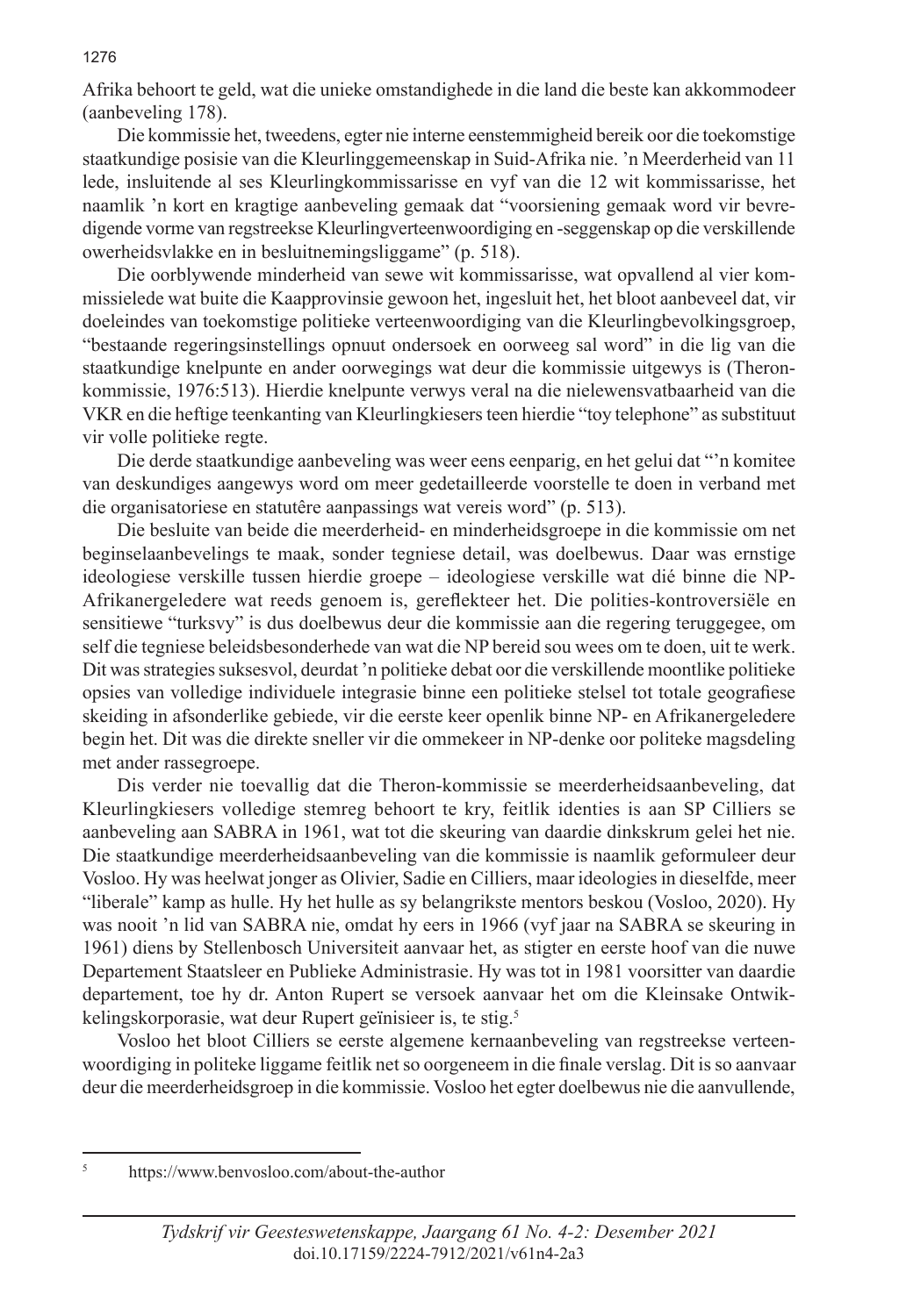Afrika behoort te geld, wat die unieke omstandighede in die land die beste kan akkommodeer (aanbeveling 178).

Die kommissie het, tweedens, egter nie interne eenstemmigheid bereik oor die toekomstige staatkundige posisie van die Kleurlinggemeenskap in Suid-Afrika nie. 'n Meerderheid van 11 lede, insluitende al ses Kleurlingkommissarisse en vyf van die 12 wit kommissarisse, het naamlik 'n kort en kragtige aanbeveling gemaak dat "voorsiening gemaak word vir bevredigende vorme van regstreekse Kleurlingverteenwoordiging en -seggenskap op die verskillende owerheidsvlakke en in besluitnemingsliggame" (p. 518).

Die oorblywende minderheid van sewe wit kommissarisse, wat opvallend al vier kommissielede wat buite die Kaapprovinsie gewoon het, ingesluit het, het bloot aanbeveel dat, vir doeleindes van toekomstige politieke verteenwoordiging van die Kleurlingbevolkingsgroep, "bestaande regeringsinstellings opnuut ondersoek en oorweeg sal word" in die lig van die staatkundige knelpunte en ander oorwegings wat deur die kommissie uitgewys is (Theron-kommissie, 1976:513). Hierdie knelpunte verwys veral na die nielewensvatbaarheid van die VKR en die heftige teenkanting van Kleurlingkiesers teen hierdie "toy telephone" as substituut vir volle politieke regte.

Die derde staatkundige aanbeveling was weer eens eenparig, en het gelui dat "'n komitee van deskundiges aangewys word om meer gedetailleerde voorstelle te doen in verband met die organisatoriese en statutêre aanpassings wat vereis word" (p. 513).

Die besluite van beide die meerderheid- en minderheidsgroepe in die kommissie om net beginselaanbevelings te maak, sonder tegniese detail, was doelbewus. Daar was ernstige ideologiese verskille tussen hierdie groepe – ideologiese verskille wat dié binne die NP-Afrikanergeledere wat reeds genoem is, gereflekteer het. Die polities-kontroversiële en sensitiewe "turksvy" is dus doelbewus deur die kommissie aan die regering teruggegee, om self die tegniese beleidsbesonderhede van wat die NP bereid sou wees om te doen, uit te werk. Dit was strategies suksesvol, deurdat 'n politieke debat oor die verskillende moontlike politieke opsies van volledige individuele integrasie binne een politieke stelsel tot totale geografiese skeiding in afsonderlike gebiede, vir die eerste keer openlik binne NP- en Afrikanergeledere begin het. Dit was die direkte sneller vir die ommekeer in NP-denke oor politeke magsdeling met ander rassegroepe.

Dis verder nie toevallig dat die Theron-kommissie se meerderheidsaanbeveling, dat Kleurlingkiesers volledige stemreg behoort te kry, feitlik identies is aan SP Cilliers se aanbeveling aan SABRA in 1961, wat tot die skeuring van daardie dinkskrum gelei het nie. Die staatkundige meerderheidsaanbeveling van die kommissie is naamlik geformuleer deur Vosloo. Hy was heelwat jonger as Olivier, Sadie en Cilliers, maar ideologies in dieselfde, meer "liberale" kamp as hulle. Hy het hulle as sy belangrikste mentors beskou (Vosloo, 2020). Hy was nooit 'n lid van SABRA nie, omdat hy eers in 1966 (vyf jaar na SABRA se skeuring in 1961) diens by Stellenbosch Universiteit aanvaar het, as stigter en eerste hoof van die nuwe Departement Staatsleer en Publieke Administrasie. Hy was tot in 1981 voorsitter van daardie departement, toe hy dr. Anton Rupert se versoek aanvaar het om die Kleinsake Ontwikkelingskorporasie, wat deur Rupert geïnisieer is, te stig.[5]

Vosloo het bloot Cilliers se eerste algemene kernaanbeveling van regstreekse verteenwoordiging in politieke liggame feitlik net so oorgeneem in die finale verslag. Dit is so aanvaar deur die meerderheidsgroep in die kommissie. Vosloo het egter doelbewus nie die aanvullende,

---

[5] https://www.benvosloo.com/about-the-author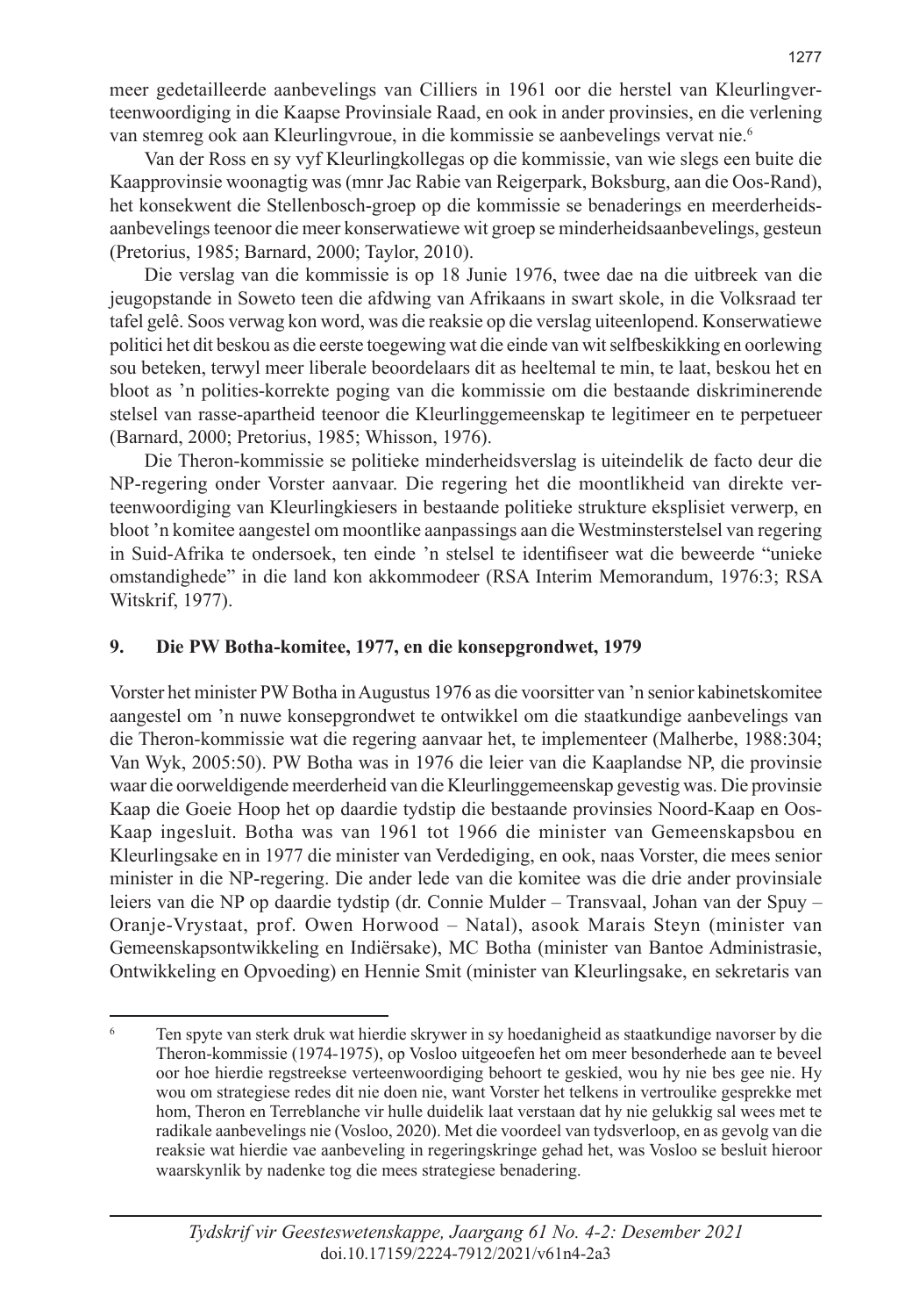meer gedetailleerde aanbevelings van Cilliers in 1961 oor die herstel van Kleurlingverteenwoordiging in die Kaapse Provinsiale Raad, en ook in ander provinsies, en die verlening van stemreg ook aan Kleurlingvroue, in die kommissie se aanbevelings vervat nie.[6]

Van der Ross en sy vyf Kleurlingkollegas op die kommissie, van wie slegs een buite die Kaapprovinsie woonagtig was (mnr Jac Rabie van Reigerpark, Boksburg, aan die Oos-Rand), het konsekwent die Stellenbosch-groep op die kommissie se benaderings en meerderheidsaanbevelings teenoor die meer konserwatiewe wit groep se minderheidsaanbevelings, gesteun (Pretorius, 1985; Barnard, 2000; Taylor, 2010).

Die verslag van die kommissie is op 18 Junie 1976, twee dae na die uitbreek van die jeugopstande in Soweto teen die afdwing van Afrikaans in swart skole, in die Volksraad ter tafel gelê. Soos verwag kon word, was die reaksie op die verslag uiteenlopend. Konserwatiewe politici het dit beskou as die eerste toegewing wat die einde van wit selfbeskikking en oorlewing sou beteken, terwyl meer liberale beoordelaars dit as heeltemal te min, te laat, beskou het en bloot as 'n polities-korrekte poging van die kommissie om die bestaande diskriminerende stelsel van rasse-apartheid teenoor die Kleurlinggemeenskap te legitimeer en te perpetueer (Barnard, 2000; Pretorius, 1985; Whisson, 1976).

Die Theron-kommissie se politieke minderheidsverslag is uiteindelik de facto deur die NP-regering onder Vorster aanvaar. Die regering het die moontlikheid van direkte verteenwoordiging van Kleurlingkiesers in bestaande politieke strukture eksplisiet verwerp, en bloot 'n komitee aangestel om moontlike aanpassings aan die Westminsterstelsel van regering in Suid-Afrika te ondersoek, ten einde 'n stelsel te identifiseer wat die beweerde "unieke omstandighede" in die land kon akkommodeer (RSA Interim Memorandum, 1976:3; RSA Witskrif, 1977).

## 9. Die PW Botha-komitee, 1977, en die konsepgrondwet, 1979

Vorster het minister PW Botha in Augustus 1976 as die voorsitter van 'n senior kabinetskomitee aangestel om 'n nuwe konsepgrondwet te ontwikkel om die staatkundige aanbevelings van die Theron-kommissie wat die regering aanvaar het, te implementeer (Malherbe, 1988:304; Van Wyk, 2005:50). PW Botha was in 1976 die leier van die Kaaplandse NP, die provinsie waar die oorweldigende meerderheid van die Kleurlinggemeenskap gevestig was. Die provinsie Kaap die Goeie Hoop het op daardie tydstip die bestaande provinsies Noord-Kaap en Oos-Kaap ingesluit. Botha was van 1961 tot 1966 die minister van Gemeenskapsbou en Kleurlingsake en in 1977 die minister van Verdediging, en ook, naas Vorster, die mees senior minister in die NP-regering. Die ander lede van die komitee was die drie ander provinsiale leiers van die NP op daardie tydstip (dr. Connie Mulder – Transvaal, Johan van der Spuy – Oranje-Vrystaat, prof. Owen Horwood – Natal), asook Marais Steyn (minister van Gemeenskapsontwikkeling en Indiërsake), MC Botha (minister van Bantoe Administrasie, Ontwikkeling en Opvoeding) en Hennie Smit (minister van Kleurlingsake, en sekretaris van

---

[6] Ten spyte van sterk druk wat hierdie skrywer in sy hoedanigheid as staatkundige navorser by die Theron-kommissie (1974-1975), op Vosloo uitgeoefen het om meer besonderhede aan te beveel oor hoe hierdie regstreekse verteenwoordiging behoort te geskied, wou hy nie bes gee nie. Hy wou om strategiese redes dit nie doen nie, want Vorster het telkens in vertroulike gesprekke met hom, Theron en Terreblanche vir hulle duidelik laat verstaan dat hy nie gelukkig sal wees met te radikale aanbevelings nie (Vosloo, 2020). Met die voordeel van tydsverloop, en as gevolg van die reaksie wat hierdie vae aanbeveling in regeringskringe gehad het, was Vosloo se besluit hieroor waarskynlik by nadenke tog die mees strategiese benadering.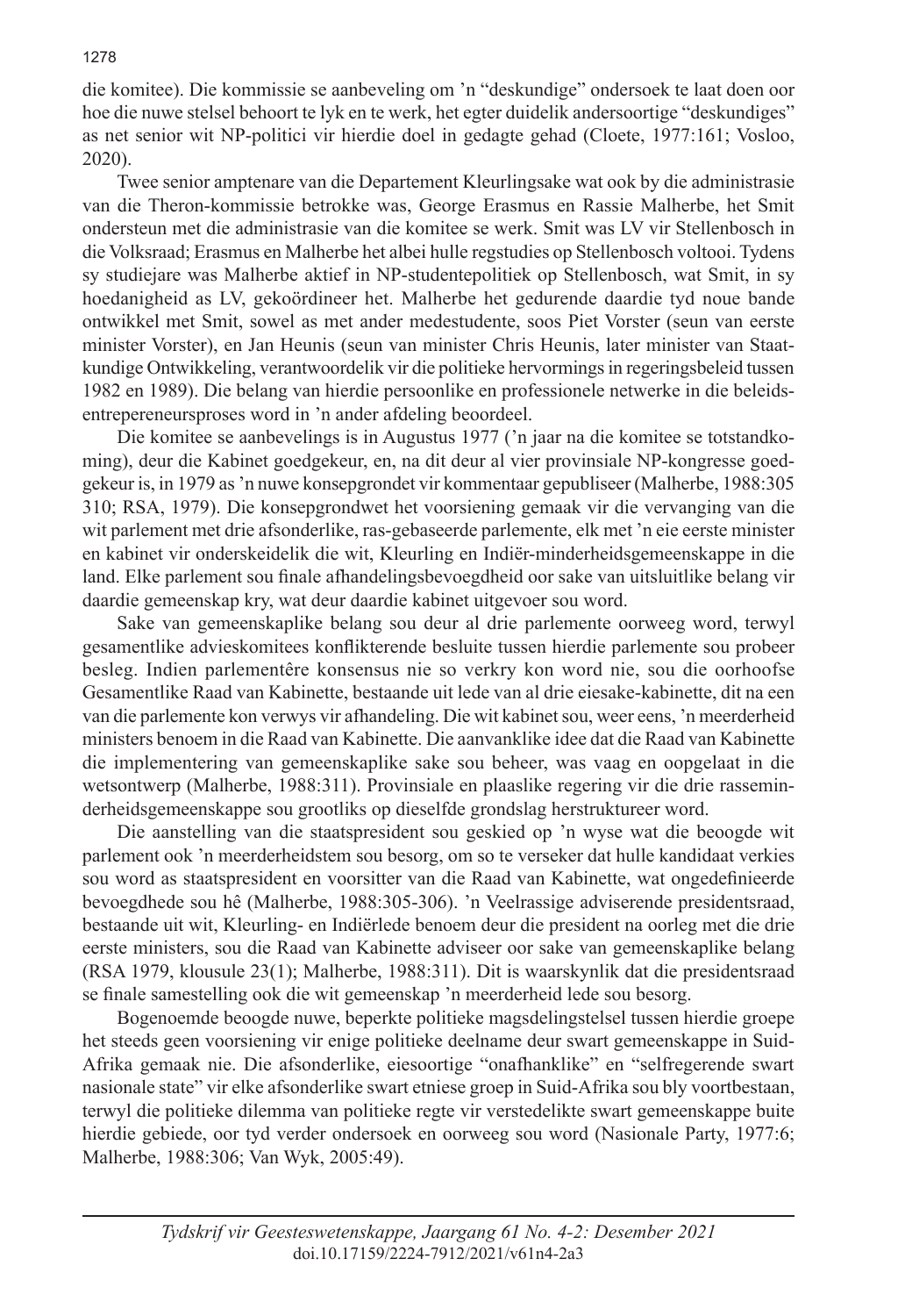die komitee). Die kommissie se aanbeveling om 'n "deskundige" ondersoek te laat doen oor hoe die nuwe stelsel behoort te lyk en te werk, het egter duidelik andersoortige "deskundiges" as net senior wit NP-politici vir hierdie doel in gedagte gehad (Cloete, 1977:161; Vosloo, 2020).

Twee senior amptenare van die Departement Kleurlingsake wat ook by die administrasie van die Theron-kommissie betrokke was, George Erasmus en Rassie Malherbe, het Smit ondersteun met die administrasie van die komitee se werk. Smit was LV vir Stellenbosch in die Volksraad; Erasmus en Malherbe het albei hulle regstudies op Stellenbosch voltooi. Tydens sy studiejare was Malherbe aktief in NP-studentepolitiek op Stellenbosch, wat Smit, in sy hoedanigheid as LV, gekoördineer het. Malherbe het gedurende daardie tyd noue bande ontwikkel met Smit, sowel as met ander medestudente, soos Piet Vorster (seun van eerste minister Vorster), en Jan Heunis (seun van minister Chris Heunis, later minister van Staatkundige Ontwikkeling, verantwoordelik vir die politieke hervormings in regeringsbeleid tussen 1982 en 1989). Die belang van hierdie persoonlike en professionele netwerke in die beleidsentrepereneursproses word in 'n ander afdeling beoordeel.

Die komitee se aanbevelings is in Augustus 1977 ('n jaar na die komitee se totstandkoming), deur die Kabinet goedgekeur, en, na dit deur al vier provinsiale NP-kongresse goedgekeur is, in 1979 as 'n nuwe konsepgrondet vir kommentaar gepubliseer (Malherbe, 1988:305 310; RSA, 1979). Die konsepgrondwet het voorsiening gemaak vir die vervanging van die wit parlement met drie afsonderlike, ras-gebaseerde parlemente, elk met 'n eie eerste minister en kabinet vir onderskeidelik die wit, Kleurling en Indiër-minderheidsgemeenskappe in die land. Elke parlement sou finale afhandelingsbevoegdheid oor sake van uitsluitlike belang vir daardie gemeenskap kry, wat deur daardie kabinet uitgevoer sou word.

Sake van gemeenskaplike belang sou deur al drie parlemente oorweeg word, terwyl gesamentlike advieskomitees konflikterende besluite tussen hierdie parlemente sou probeer besleg. Indien parlementêre konsensus nie so verkry kon word nie, sou die oorhoofse Gesamentlike Raad van Kabinette, bestaande uit lede van al drie eiesake-kabinette, dit na een van die parlemente kon verwys vir afhandeling. Die wit kabinet sou, weer eens, 'n meerderheid ministers benoem in die Raad van Kabinette. Die aanvanklike idee dat die Raad van Kabinette die implementering van gemeenskaplike sake sou beheer, was vaag en oopgelaat in die wetsontwerp (Malherbe, 1988:311). Provinsiale en plaaslike regering vir die drie rasseminderheidsgemeenskappe sou grootliks op dieselfde grondslag herstruktureer word.

Die aanstelling van die staatspresident sou geskied op 'n wyse wat die beoogde wit parlement ook 'n meerderheidstem sou besorg, om so te verseker dat hulle kandidaat verkies sou word as staatspresident en voorsitter van die Raad van Kabinette, wat ongedefinieerde bevoegdhede sou hê (Malherbe, 1988:305-306). 'n Veelrassige adviserende presidentsraad, bestaande uit wit, Kleurling- en Indiërlede benoem deur die president na oorleg met die drie eerste ministers, sou die Raad van Kabinette adviseer oor sake van gemeenskaplike belang (RSA 1979, klousule 23(1); Malherbe, 1988:311). Dit is waarskynlik dat die presidentsraad se finale samestelling ook die wit gemeenskap 'n meerderheid lede sou besorg.

Bogenoemde beoogde nuwe, beperkte politieke magsdelingstelsel tussen hierdie groepe het steeds geen voorsiening vir enige politieke deelname deur swart gemeenskappe in Suid-Afrika gemaak nie. Die afsonderlike, eiesoortige "onafhanklike" en "selfregerende swart nasionale state" vir elke afsonderlike swart etniese groep in Suid-Afrika sou bly voortbestaan, terwyl die politieke dilemma van politieke regte vir verstedelikte swart gemeenskappe buite hierdie gebiede, oor tyd verder ondersoek en oorweeg sou word (Nasionale Party, 1977:6; Malherbe, 1988:306; Van Wyk, 2005:49).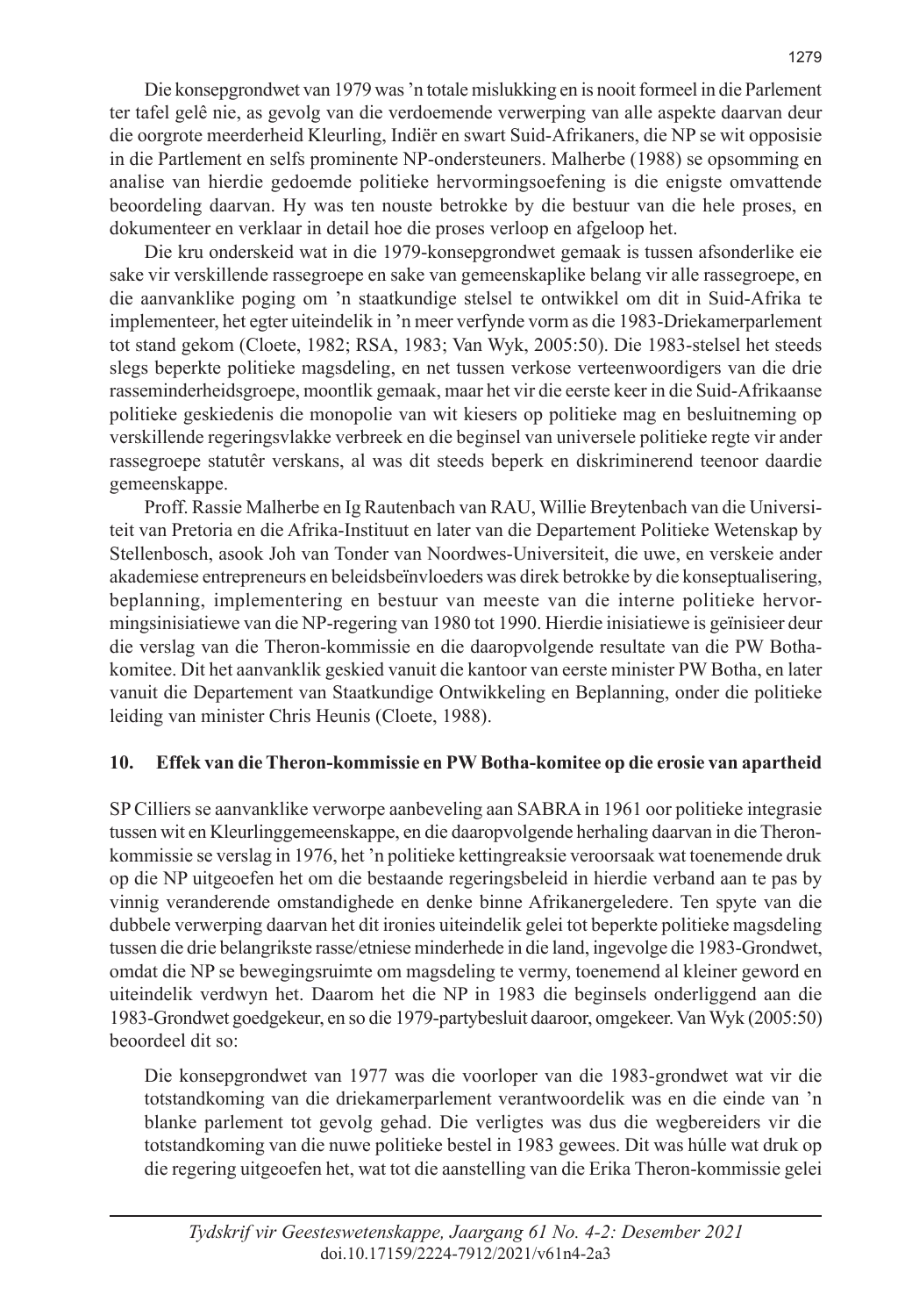Die konsepgrondwet van 1979 was 'n totale mislukking en is nooit formeel in die Parlement ter tafel gelê nie, as gevolg van die verdoemende verwerping van alle aspekte daarvan deur die oorgrote meerderheid Kleurling, Indiër en swart Suid-Afrikaners, die NP se wit opposisie in die Partlement en selfs prominente NP-ondersteuners. Malherbe (1988) se opsomming en analise van hierdie gedoemde politieke hervormingsoefening is die enigste omvattende beoordeling daarvan. Hy was ten nouste betrokke by die bestuur van die hele proses, en dokumenteer en verklaar in detail hoe die proses verloop en afgeloop het.

Die kru onderskeid wat in die 1979-konsepgrondwet gemaak is tussen afsonderlike eie sake vir verskillende rassegroepe en sake van gemeenskaplike belang vir alle rassegroepe, en die aanvanklike poging om 'n staatkundige stelsel te ontwikkel om dit in Suid-Afrika te implementeer, het egter uiteindelik in 'n meer verfynde vorm as die 1983-Driekamerparlement tot stand gekom (Cloete, 1982; RSA, 1983; Van Wyk, 2005:50). Die 1983-stelsel het steeds slegs beperkte politieke magsdeling, en net tussen verkose verteenwoordigers van die drie rasseminderheidsgroepe, moontlik gemaak, maar het vir die eerste keer in die Suid-Afrikaanse politieke geskiedenis die monopolie van wit kiesers op politieke mag en besluitneming op verskillende regeringsvlakke verbreek en die beginsel van universele politieke regte vir ander rassegroepe statutêr verskans, al was dit steeds beperk en diskriminerend teenoor daardie gemeenskappe.

Proff. Rassie Malherbe en Ig Rautenbach van RAU, Willie Breytenbach van die Universiteit van Pretoria en die Afrika-Instituut en later van die Departement Politieke Wetenskap by Stellenbosch, asook Joh van Tonder van Noordwes-Universiteit, die uwe, en verskeie ander akademiese entrepreneurs en beleidsbeïnvloeders was direk betrokke by die konseptualisering, beplanning, implementering en bestuur van meeste van die interne politieke hervormingsinisiatiewe van die NP-regering van 1980 tot 1990. Hierdie inisiatiewe is geïnisieer deur die verslag van die Theron-kommissie en die daaropvolgende resultate van die PW Botha-komitee. Dit het aanvanklik geskied vanuit die kantoor van eerste minister PW Botha, en later vanuit die Departement van Staatkundige Ontwikkeling en Beplanning, onder die politieke leiding van minister Chris Heunis (Cloete, 1988).

## 10. Effek van die Theron-kommissie en PW Botha-komitee op die erosie van apartheid

SP Cilliers se aanvanklike verworpe aanbeveling aan SABRA in 1961 oor politieke integrasie tussen wit en Kleurlinggemeenskappe, en die daaropvolgende herhaling daarvan in die Theron-kommissie se verslag in 1976, het 'n politieke kettingreaksie veroorsaak wat toenemende druk op die NP uitgeoefen het om die bestaande regeringsbeleid in hierdie verband aan te pas by vinnig veranderende omstandighede en denke binne Afrikanergeledere. Ten spyte van die dubbele verwerping daarvan het dit ironies uiteindelik gelei tot beperkte politieke magsdeling tussen die drie belangrikste rasse/etniese minderhede in die land, ingevolge die 1983-Grondwet, omdat die NP se bewegingsruimte om magsdeling te vermy, toenemend al kleiner geword en uiteindelik verdwyn het. Daarom het die NP in 1983 die beginsels onderliggend aan die 1983-Grondwet goedgekeur, en so die 1979-partybesluit daaroor, omgekeer. Van Wyk (2005:50) beoordeel dit so:

> Die konsepgrondwet van 1977 was die voorloper van die 1983-grondwet wat vir die totstandkoming van die driekamerparlement verantwoordelik was en die einde van 'n blanke parlement tot gevolg gehad. Die verligtes was dus die wegbereiders vir die totstandkoming van die nuwe politieke bestel in 1983 gewees. Dit was húlle wat druk op die regering uitgeoefen het, wat tot die aanstelling van die Erika Theron-kommissie gelei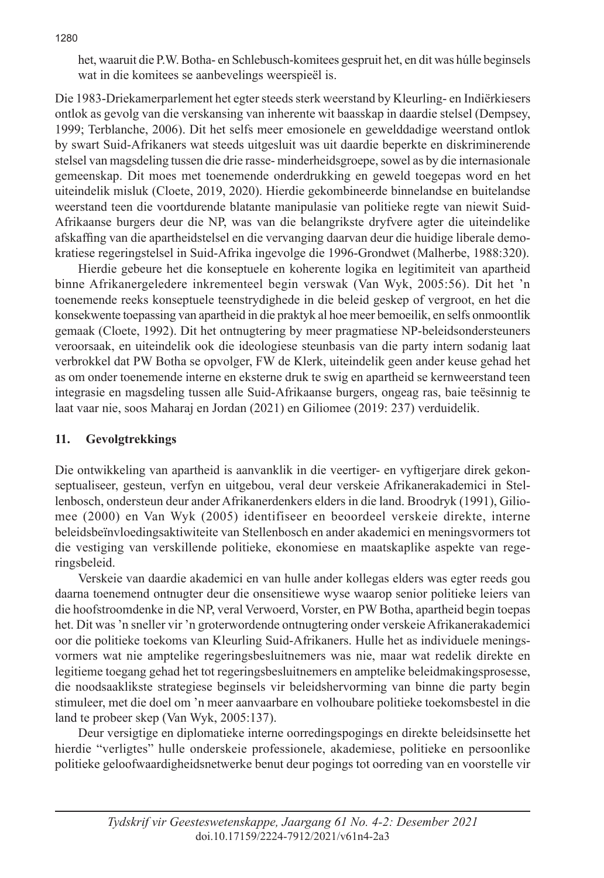het, waaruit die P.W. Botha- en Schlebusch-komitees gespruit het, en dit was húlle beginsels wat in die komitees se aanbevelings weerspieël is.

Die 1983-Driekamerparlement het egter steeds sterk weerstand by Kleurling- en Indiërkiesers ontlok as gevolg van die verskansing van inherente wit baasskap in daardie stelsel (Dempsey, 1999; Terblanche, 2006). Dit het selfs meer emosionele en gewelddadige weerstand ontlok by swart Suid-Afrikaners wat steeds uitgesluit was uit daardie beperkte en diskriminerende stelsel van magsdeling tussen die drie rasse- minderheidsgroepe, sowel as by die internasionale gemeenskap. Dit moes met toenemende onderdrukking en geweld toegepas word en het uiteindelik misluk (Cloete, 2019, 2020). Hierdie gekombineerde binnelandse en buitelandse weerstand teen die voortdurende blatante manipulasie van politieke regte van niewit Suid-Afrikaanse burgers deur die NP, was van die belangrikste dryfvere agter die uiteindelike afskaffing van die apartheidstelsel en die vervanging daarvan deur die huidige liberale demokratiese regeringstelsel in Suid-Afrika ingevolge die 1996-Grondwet (Malherbe, 1988:320).

Hierdie gebeure het die konseptuele en koherente logika en legitimiteit van apartheid binne Afrikanergeledere inkrementeel begin verswak (Van Wyk, 2005:56). Dit het 'n toenemende reeks konseptuele teenstrydighede in die beleid geskep of vergroot, en het die konsekwente toepassing van apartheid in die praktyk al hoe meer bemoeilik, en selfs onmoontlik gemaak (Cloete, 1992). Dit het ontnugtering by meer pragmatiese NP-beleidsondersteuners veroorsaak, en uiteindelik ook die ideologiese steunbasis van die party intern sodanig laat verbrokkel dat PW Botha se opvolger, FW de Klerk, uiteindelik geen ander keuse gehad het as om onder toenemende interne en eksterne druk te swig en apartheid se kernweerstand teen integrasie en magsdeling tussen alle Suid-Afrikaanse burgers, ongeag ras, baie teësinnig te laat vaar nie, soos Maharaj en Jordan (2021) en Giliomee (2019: 237) verduidelik.

## 11. Gevolgtrekkings

Die ontwikkeling van apartheid is aanvanklik in die veertiger- en vyftigerjare direk gekonseptualiseer, gesteun, verfyn en uitgebou, veral deur verskeie Afrikanerakademici in Stellenbosch, ondersteun deur ander Afrikanerdenkers elders in die land. Broodryk (1991), Giliomee (2000) en Van Wyk (2005) identifiseer en beoordeel verskeie direkte, interne beleidsbeïnvloedingsaktiwiteite van Stellenbosch en ander akademici en meningsvormers tot die vestiging van verskillende politieke, ekonomiese en maatskaplike aspekte van regeringsbeleid.

Verskeie van daardie akademici en van hulle ander kollegas elders was egter reeds gou daarna toenemend ontnugter deur die onsensitiewe wyse waarop senior politieke leiers van die hoofstroomdenke in die NP, veral Verwoerd, Vorster, en PW Botha, apartheid begin toepas het. Dit was 'n sneller vir 'n groterwordende ontnugtering onder verskeie Afrikanerakademici oor die politieke toekoms van Kleurling Suid-Afrikaners. Hulle het as individuele meningsvormers wat nie amptelike regeringsbesluitnemers was nie, maar wat redelik direkte en legitieme toegang gehad het tot regeringsbesluitnemers en amptelike beleidmakingsprosesse, die noodsaaklikste strategiese beginsels vir beleidshervorming van binne die party begin stimuleer, met die doel om 'n meer aanvaarbare en volhoubare politieke toekomsbestel in die land te probeer skep (Van Wyk, 2005:137).

Deur versigtige en diplomatieke interne oorredingspogings en direkte beleidsinsette het hierdie "verligtes" hulle onderskeie professionele, akademiese, politieke en persoonlike politieke geloofwaardigheidsnetwerke benut deur pogings tot oorreding van en voorstelle vir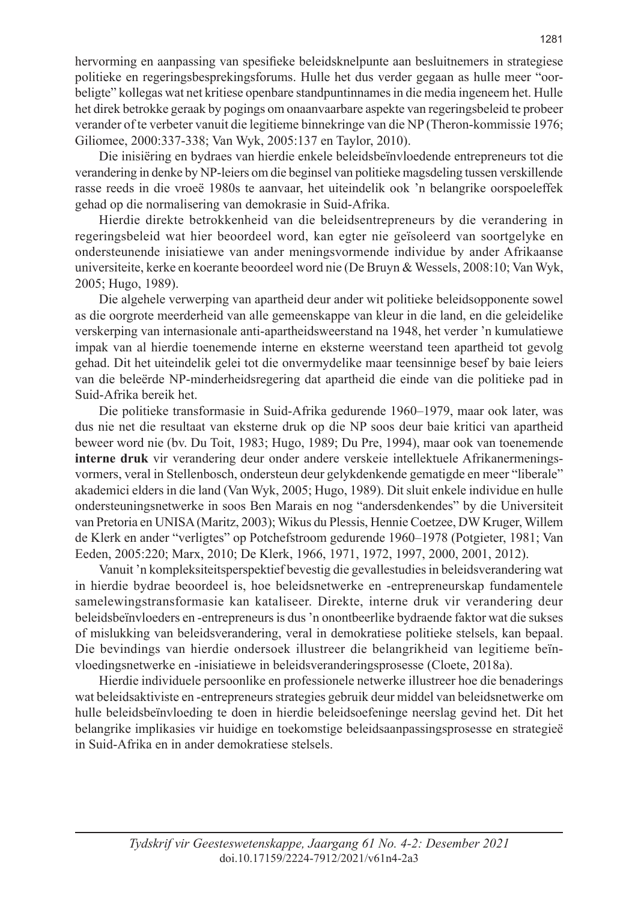hervorming en aanpassing van spesifieke beleidsknelpunte aan besluitnemers in strategiese politieke en regeringsbesprekingsforums. Hulle het dus verder gegaan as hulle meer "oorbeligte" kollegas wat net kritiese openbare standpuntinnames in die media ingeneem het. Hulle het direk betrokke geraak by pogings om onaanvaarbare aspekte van regeringsbeleid te probeer verander of te verbeter vanuit die legitieme binnekringe van die NP (Theron-kommissie 1976; Giliomee, 2000:337-338; Van Wyk, 2005:137 en Taylor, 2010).

Die inisiëring en bydraes van hierdie enkele beleidsbeïnvloedende entrepreneurs tot die verandering in denke by NP-leiers om die beginsel van politieke magsdeling tussen verskillende rasse reeds in die vroeë 1980s te aanvaar, het uiteindelik ook 'n belangrike oorspoeleffek gehad op die normalisering van demokrasie in Suid-Afrika.

Hierdie direkte betrokkenheid van die beleidsentrepreneurs by die verandering in regeringsbeleid wat hier beoordeel word, kan egter nie geïsoleerd van soortgelyke en ondersteunende inisiatiewe van ander meningsvormende individue by ander Afrikaanse universiteite, kerke en koerante beoordeel word nie (De Bruyn & Wessels, 2008:10; Van Wyk, 2005; Hugo, 1989).

Die algehele verwerping van apartheid deur ander wit politieke beleidsopponente sowel as die oorgrote meerderheid van alle gemeenskappe van kleur in die land, en die geleidelike verskerping van internasionale anti-apartheidsweerstand na 1948, het verder 'n kumulatiewe impak van al hierdie toenemende interne en eksterne weerstand teen apartheid tot gevolg gehad. Dit het uiteindelik gelei tot die onvermydelike maar teensinnige besef by baie leiers van die beleërde NP-minderheidsregering dat apartheid die einde van die politieke pad in Suid-Afrika bereik het.

Die politieke transformasie in Suid-Afrika gedurende 1960–1979, maar ook later, was dus nie net die resultaat van eksterne druk op die NP soos deur baie kritici van apartheid beweer word nie (bv. Du Toit, 1983; Hugo, 1989; Du Pre, 1994), maar ook van toenemende **interne druk** vir verandering deur onder andere verskeie intellektuele Afrikanermeningsvormers, veral in Stellenbosch, ondersteun deur gelykdenkende gematigde en meer "liberale" akademici elders in die land (Van Wyk, 2005; Hugo, 1989). Dit sluit enkele individue en hulle ondersteuningsnetwerke in soos Ben Marais en nog "andersdenkendes" by die Universiteit van Pretoria en UNISA (Maritz, 2003); Wikus du Plessis, Hennie Coetzee, DW Kruger, Willem de Klerk en ander "verligtes" op Potchefstroom gedurende 1960–1978 (Potgieter, 1981; Van Eeden, 2005:220; Marx, 2010; De Klerk, 1966, 1971, 1972, 1997, 2000, 2001, 2012).

Vanuit 'n kompleksiteitsperspektief bevestig die gevallestudies in beleidsverandering wat in hierdie bydrae beoordeel is, hoe beleidsnetwerke en -entrepreneurskap fundamentele samelewingstransformasie kan kataliseer. Direkte, interne druk vir verandering deur beleidsbeïnvloeders en -entrepreneurs is dus 'n onontbeerlike bydraende faktor wat die sukses of mislukking van beleidsverandering, veral in demokratiese politieke stelsels, kan bepaal. Die bevindings van hierdie ondersoek illustreer die belangrikheid van legitieme beïnvloedingsnetwerke en -inisiatiewe in beleidsveranderingsprosesse (Cloete, 2018a).

Hierdie individuele persoonlike en professionele netwerke illustreer hoe die benaderings wat beleidsaktiviste en -entrepreneurs strategies gebruik deur middel van beleidsnetwerke om hulle beleidsbeïnvloeding te doen in hierdie beleidsoefeninge neerslag gevind het. Dit het belangrike implikasies vir huidige en toekomstige beleidsaanpassingsprosesse en strategieë in Suid-Afrika en in ander demokratiese stelsels.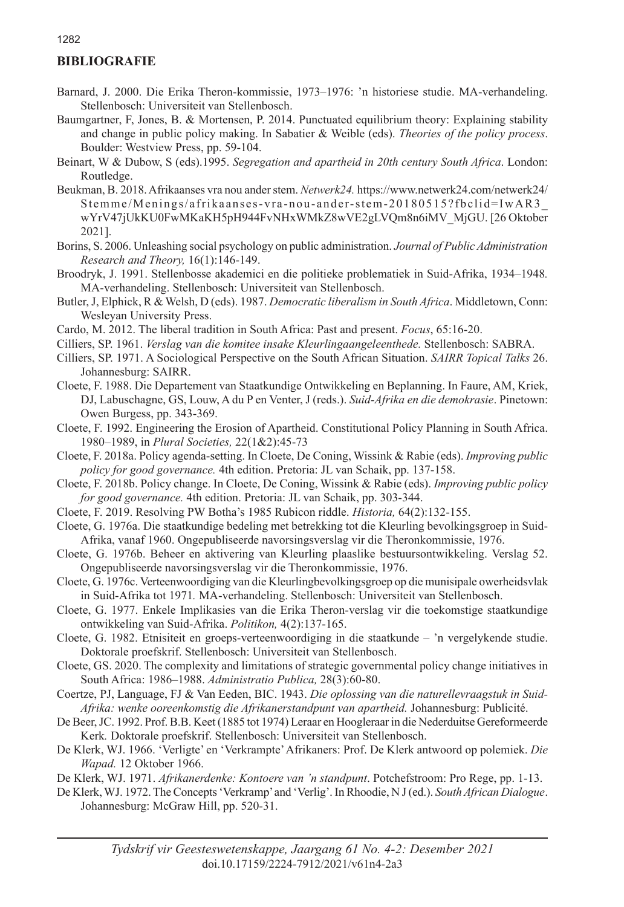## BIBLIOGRAFIE

Barnard, J. 2000. Die Erika Theron-kommissie, 1973–1976: 'n historiese studie. MA-verhandeling. Stellenbosch: Universiteit van Stellenbosch.

Baumgartner, F, Jones, B. & Mortensen, P. 2014. Punctuated equilibrium theory: Explaining stability and change in public policy making. In Sabatier & Weible (eds). *Theories of the policy process*. Boulder: Westview Press, pp. 59-104.

Beinart, W & Dubow, S (eds).1995. *Segregation and apartheid in 20th century South Africa*. London: Routledge.

Beukman, B. 2018. Afrikaanses vra nou ander stem. *Netwerk24.* https://www.netwerk24.com/netwerk24/Stemme/Menings/afrikaanses-vra-nou-ander-stem-20180515?fbclid=IwAR3_wYrV47jUkKU0FwMKaKH5pH944FvNHxWMkZ8wVE2gLVQm8n6iMV_MjGU. [26 Oktober 2021].

Borins, S. 2006. Unleashing social psychology on public administration. *Journal of Public Administration Research and Theory,* 16(1):146-149.

Broodryk, J. 1991. Stellenbosse akademici en die politieke problematiek in Suid-Afrika, 1934–1948*.* MA-verhandeling. Stellenbosch: Universiteit van Stellenbosch.

Butler, J, Elphick, R & Welsh, D (eds). 1987. *Democratic liberalism in South Africa*. Middletown, Conn: Wesleyan University Press.

Cardo, M. 2012. The liberal tradition in South Africa: Past and present. *Focus*, 65:16-20.

Cilliers, SP. 1961. *Verslag van die komitee insake Kleurlingaangeleenthede.* Stellenbosch: SABRA.

Cilliers, SP. 1971. A Sociological Perspective on the South African Situation. *SAIRR Topical Talks* 26. Johannesburg: SAIRR.

Cloete, F. 1988. Die Departement van Staatkundige Ontwikkeling en Beplanning. In Faure, AM, Kriek, DJ, Labuschagne, GS, Louw, A du P en Venter, J (reds.). *Suid-Afrika en die demokrasie*. Pinetown: Owen Burgess, pp. 343-369.

Cloete, F. 1992. Engineering the Erosion of Apartheid. Constitutional Policy Planning in South Africa. 1980–1989, in *Plural Societies,* 22(1&2):45-73

Cloete, F. 2018a. Policy agenda-setting. In Cloete, De Coning, Wissink & Rabie (eds). *Improving public policy for good governance.* 4th edition. Pretoria: JL van Schaik, pp. 137-158.

Cloete, F. 2018b. Policy change. In Cloete, De Coning, Wissink & Rabie (eds). *Improving public policy for good governance.* 4th edition. Pretoria: JL van Schaik, pp. 303-344.

Cloete, F. 2019. Resolving PW Botha's 1985 Rubicon riddle. *Historia,* 64(2):132-155.

Cloete, G. 1976a. Die staatkundige bedeling met betrekking tot die Kleurling bevolkingsgroep in Suid-Afrika, vanaf 1960. Ongepubliseerde navorsingsverslag vir die Theronkommissie, 1976.

Cloete, G. 1976b. Beheer en aktivering van Kleurling plaaslike bestuursontwikkeling. Verslag 52. Ongepubliseerde navorsingsverslag vir die Theronkommissie, 1976.

Cloete, G. 1976c. Verteenwoordiging van die Kleurlingbevolkingsgroep op die munisipale owerheidsvlak in Suid-Afrika tot 1971*.* MA-verhandeling. Stellenbosch: Universiteit van Stellenbosch.

Cloete, G. 1977. Enkele Implikasies van die Erika Theron-verslag vir die toekomstige staatkundige ontwikkeling van Suid-Afrika. *Politikon,* 4(2):137-165.

Cloete, G. 1982. Etnisiteit en groeps-verteenwoordiging in die staatkunde – 'n vergelykende studie. Doktorale proefskrif. Stellenbosch: Universiteit van Stellenbosch.

Cloete, GS. 2020. The complexity and limitations of strategic governmental policy change initiatives in South Africa: 1986–1988. *Administratio Publica,* 28(3):60-80.

Coertze, PJ, Language, FJ & Van Eeden, BIC. 1943. *Die oplossing van die naturellevraagstuk in Suid-Afrika: wenke ooreenkomstig die Afrikanerstandpunt van apartheid.* Johannesburg: Publicité.

De Beer, JC. 1992. Prof. B.B. Keet (1885 tot 1974) Leraar en Hoogleraar in die Nederduitse Gereformeerde Kerk*.* Doktorale proefskrif. Stellenbosch: Universiteit van Stellenbosch.

De Klerk, WJ. 1966. 'Verligte' en 'Verkrampte' Afrikaners: Prof. De Klerk antwoord op polemiek. *Die Wapad.* 12 Oktober 1966.

De Klerk, WJ. 1971. *Afrikanerdenke: Kontoere van 'n standpunt*. Potchefstroom: Pro Rege, pp. 1-13.

De Klerk, WJ. 1972. The Concepts 'Verkramp' and 'Verlig'. In Rhoodie, N J (ed.). *South African Dialogue*. Johannesburg: McGraw Hill, pp. 520-31.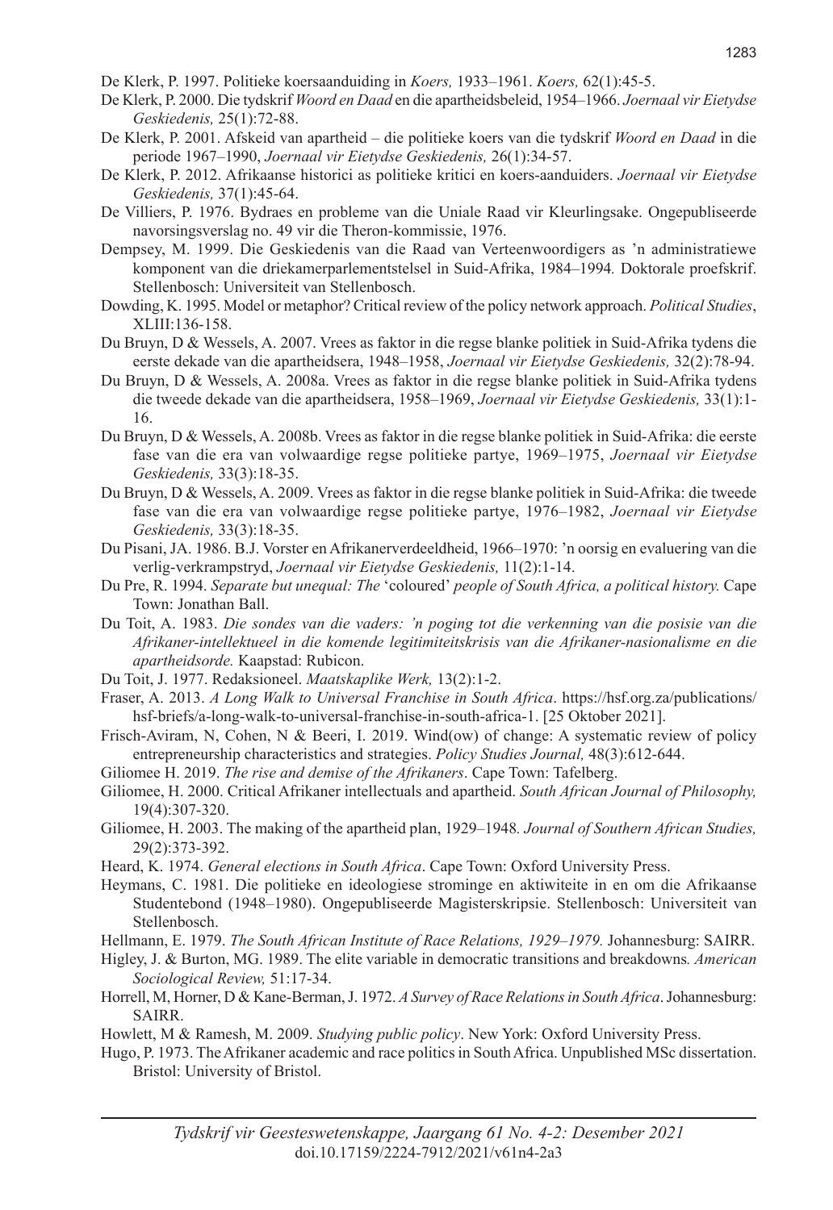De Klerk, P. 1997. Politieke koersaanduiding in *Koers,* 1933–1961. *Koers,* 62(1):45-5.

De Klerk, P. 2000. Die tydskrif *Woord en Daad* en die apartheidsbeleid, 1954–1966. *Joernaal vir Eietydse Geskiedenis,* 25(1):72-88.

De Klerk, P. 2001. Afskeid van apartheid – die politieke koers van die tydskrif *Woord en Daad* in die periode 1967–1990, *Joernaal vir Eietydse Geskiedenis,* 26(1):34-57.

De Klerk, P. 2012. Afrikaanse historici as politieke kritici en koers-aanduiders. *Joernaal vir Eietydse Geskiedenis,* 37(1):45-64.

De Villiers, P. 1976. Bydraes en probleme van die Uniale Raad vir Kleurlingsake. Ongepubliseerde navorsingsverslag no. 49 vir die Theron-kommissie, 1976.

Dempsey, M. 1999. Die Geskiedenis van die Raad van Verteenwoordigers as 'n administratiewe komponent van die driekamerparlementstelsel in Suid-Afrika, 1984–1994*.* Doktorale proefskrif. Stellenbosch: Universiteit van Stellenbosch.

Dowding, K. 1995. Model or metaphor? Critical review of the policy network approach. *Political Studies*, XLIII:136-158.

Du Bruyn, D & Wessels, A. 2007. Vrees as faktor in die regse blanke politiek in Suid-Afrika tydens die eerste dekade van die apartheidsera, 1948–1958, *Joernaal vir Eietydse Geskiedenis,* 32(2):78-94.

Du Bruyn, D & Wessels, A. 2008a. Vrees as faktor in die regse blanke politiek in Suid-Afrika tydens die tweede dekade van die apartheidsera, 1958–1969, *Joernaal vir Eietydse Geskiedenis,* 33(1):1-16.

Du Bruyn, D & Wessels, A. 2008b. Vrees as faktor in die regse blanke politiek in Suid-Afrika: die eerste fase van die era van volwaardige regse politieke partye, 1969–1975, *Joernaal vir Eietydse Geskiedenis,* 33(3):18-35.

Du Bruyn, D & Wessels, A. 2009. Vrees as faktor in die regse blanke politiek in Suid-Afrika: die tweede fase van die era van volwaardige regse politieke partye, 1976–1982, *Joernaal vir Eietydse Geskiedenis,* 33(3):18-35.

Du Pisani, JA. 1986. B.J. Vorster en Afrikanerverdeeldheid, 1966–1970: 'n oorsig en evaluering van die verlig-verkrampstryd, *Joernaal vir Eietydse Geskiedenis,* 11(2):1-14.

Du Pre, R. 1994. *Separate but unequal: The* 'coloured' *people of South Africa, a political history.* Cape Town: Jonathan Ball.

Du Toit, A. 1983. *Die sondes van die vaders: 'n poging tot die verkenning van die posisie van die Afrikaner-intellektueel in die komende legitimiteitskrisis van die Afrikaner-nasionalisme en die apartheidsorde.* Kaapstad: Rubicon.

Du Toit, J. 1977. Redaksioneel. *Maatskaplike Werk,* 13(2):1-2.

Fraser, A. 2013. *A Long Walk to Universal Franchise in South Africa*. https://hsf.org.za/publications/hsf-briefs/a-long-walk-to-universal-franchise-in-south-africa-1. [25 Oktober 2021].

Frisch-Aviram, N, Cohen, N & Beeri, I. 2019. Wind(ow) of change: A systematic review of policy entrepreneurship characteristics and strategies. *Policy Studies Journal,* 48(3):612-644.

Giliomee H. 2019. *The rise and demise of the Afrikaners*. Cape Town: Tafelberg.

Giliomee, H. 2000. Critical Afrikaner intellectuals and apartheid. *South African Journal of Philosophy,* 19(4):307-320.

Giliomee, H. 2003. The making of the apartheid plan, 1929–1948*. Journal of Southern African Studies,* 29(2):373-392.

Heard, K. 1974. *General elections in South Africa*. Cape Town: Oxford University Press.

Heymans, C. 1981. Die politieke en ideologiese strominge en aktiwiteite in en om die Afrikaanse Studentebond (1948–1980). Ongepubliseerde Magisterskripsie. Stellenbosch: Universiteit van Stellenbosch.

Hellmann, E. 1979. *The South African Institute of Race Relations, 1929–1979.* Johannesburg: SAIRR.

Higley, J. & Burton, MG. 1989. The elite variable in democratic transitions and breakdowns*. American Sociological Review,* 51:17-34.

Horrell, M, Horner, D & Kane-Berman, J. 1972. *A Survey of Race Relations in South Africa*. Johannesburg: SAIRR.

Howlett, M & Ramesh, M. 2009. *Studying public policy*. New York: Oxford University Press.

Hugo, P. 1973. The Afrikaner academic and race politics in South Africa. Unpublished MSc dissertation. Bristol: University of Bristol.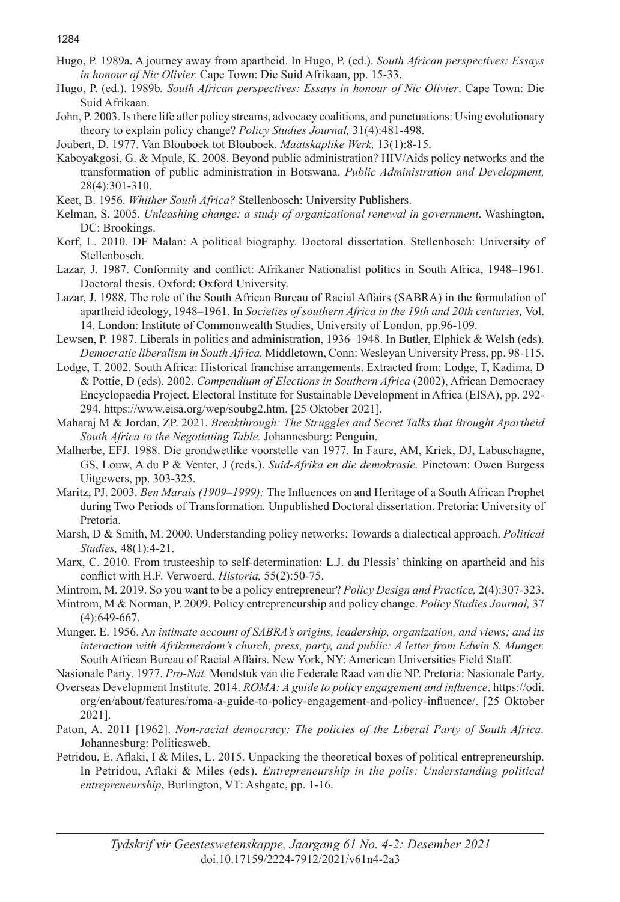Hugo, P. 1989a. A journey away from apartheid. In Hugo, P. (ed.). *South African perspectives: Essays in honour of Nic Olivier.* Cape Town: Die Suid Afrikaan, pp. 15-33.

Hugo, P. (ed.). 1989b*. South African perspectives: Essays in honour of Nic Olivier*. Cape Town: Die Suid Afrikaan.

John, P. 2003. Is there life after policy streams, advocacy coalitions, and punctuations: Using evolutionary theory to explain policy change? *Policy Studies Journal,* 31(4):481-498.

Joubert, D. 1977. Van Blouboek tot Blouboek. *Maatskaplike Werk,* 13(1):8-15.

Kaboyakgosi, G. & Mpule, K. 2008. Beyond public administration? HIV/Aids policy networks and the transformation of public administration in Botswana. *Public Administration and Development,* 28(4):301-310.

Keet, B. 1956. *Whither South Africa?* Stellenbosch: University Publishers.

Kelman, S. 2005. *Unleashing change: a study of organizational renewal in government*. Washington, DC: Brookings.

Korf, L. 2010. DF Malan: A political biography. Doctoral dissertation. Stellenbosch: University of Stellenbosch.

Lazar, J. 1987. Conformity and conflict: Afrikaner Nationalist politics in South Africa, 1948–1961*.* Doctoral thesis. Oxford: Oxford University.

Lazar, J. 1988. The role of the South African Bureau of Racial Affairs (SABRA) in the formulation of apartheid ideology, 1948–1961. In *Societies of southern Africa in the 19th and 20th centuries,* Vol. 14. London: Institute of Commonwealth Studies, University of London, pp.96-109.

Lewsen, P. 1987. Liberals in politics and administration, 1936–1948. In Butler, Elphick & Welsh (eds). *Democratic liberalism in South Africa.* Middletown, Conn: Wesleyan University Press, pp. 98-115.

Lodge, T. 2002. South Africa: Historical franchise arrangements. Extracted from: Lodge, T, Kadima, D & Pottie, D (eds). 2002. *Compendium of Elections in Southern Africa* (2002), African Democracy Encyclopaedia Project. Electoral Institute for Sustainable Development in Africa (EISA), pp. 292-294. https://www.eisa.org/wep/soubg2.htm. [25 Oktober 2021].

Maharaj M & Jordan, ZP. 2021. *Breakthrough: The Struggles and Secret Talks that Brought Apartheid South Africa to the Negotiating Table.* Johannesburg: Penguin.

Malherbe, EFJ. 1988. Die grondwetlike voorstelle van 1977. In Faure, AM, Kriek, DJ, Labuschagne, GS, Louw, A du P & Venter, J (reds.). *Suid-Afrika en die demokrasie.* Pinetown: Owen Burgess Uitgewers, pp. 303-325.

Maritz, PJ. 2003. *Ben Marais (1909–1999):* The Influences on and Heritage of a South African Prophet during Two Periods of Transformation*.* Unpublished Doctoral dissertation. Pretoria: University of Pretoria.

Marsh, D & Smith, M. 2000. Understanding policy networks: Towards a dialectical approach. *Political Studies,* 48(1):4-21.

Marx, C. 2010. From trusteeship to self-determination: L.J. du Plessis' thinking on apartheid and his conflict with H.F. Verwoerd. *Historia,* 55(2):50-75.

Mintrom, M. 2019. So you want to be a policy entrepreneur? *Policy Design and Practice,* 2(4):307-323.

Mintrom, M & Norman, P. 2009. Policy entrepreneurship and policy change. *Policy Studies Journal,* 37 (4):649-667.

Munger. E. 1956. A*n intimate account of SABRA's origins, leadership, organization, and views; and its interaction with Afrikanerdom's church, press, party, and public: A letter from Edwin S. Munger.* South African Bureau of Racial Affairs. New York, NY: American Universities Field Staff.

Nasionale Party. 1977. *Pro-Nat.* Mondstuk van die Federale Raad van die NP. Pretoria: Nasionale Party.

Overseas Development Institute. 2014. *ROMA: A guide to policy engagement and influence*. https://odi.org/en/about/features/roma-a-guide-to-policy-engagement-and-policy-influence/. [25 Oktober 2021].

Paton, A. 2011 [1962]. *Non-racial democracy: The policies of the Liberal Party of South Africa.* Johannesburg: Politicsweb.

Petridou, E, Aflaki, I & Miles, L. 2015. Unpacking the theoretical boxes of political entrepreneurship. In Petridou, Aflaki & Miles (eds). *Entrepreneurship in the polis: Understanding political entrepreneurship*, Burlington, VT: Ashgate, pp. 1-16.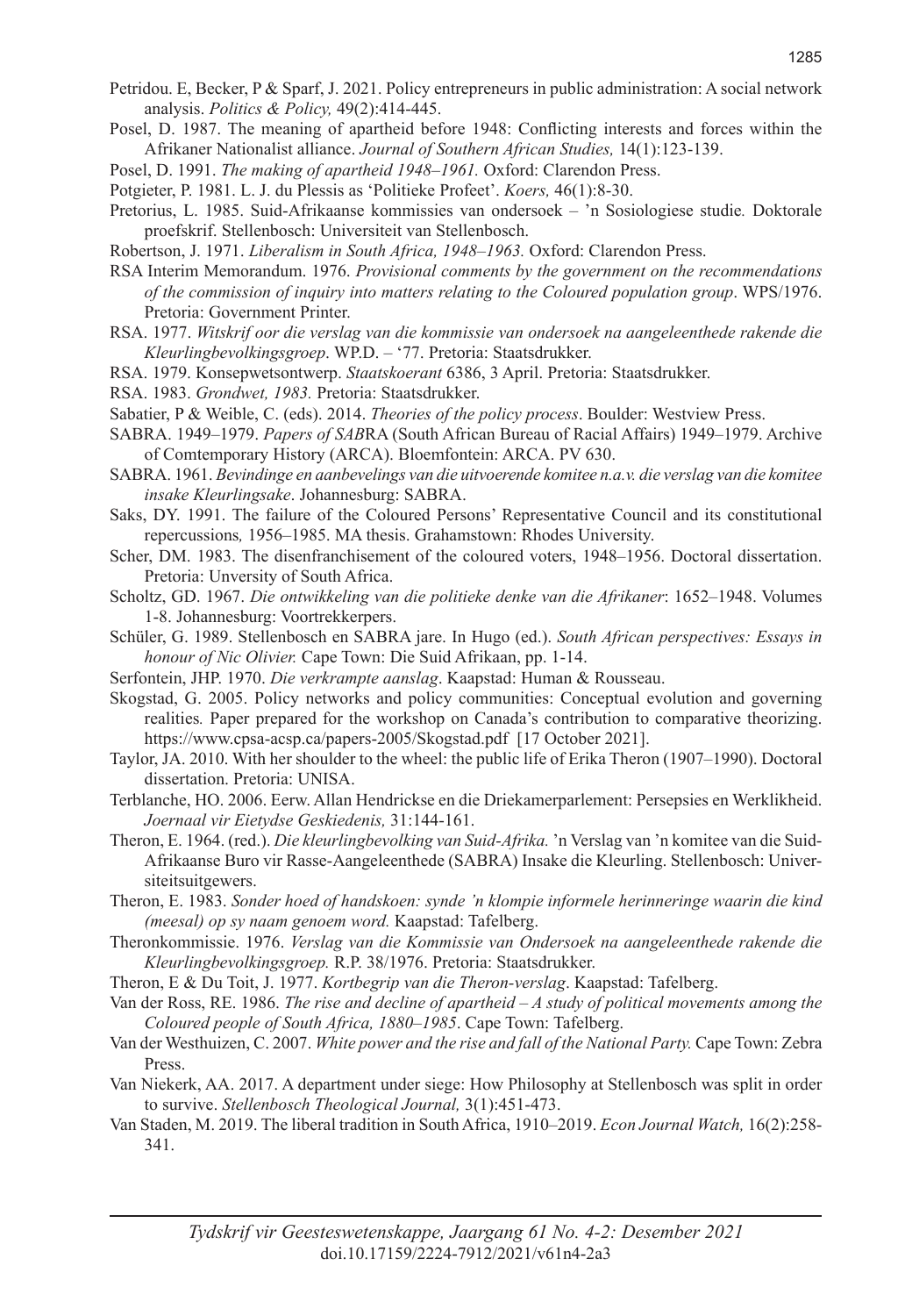Petridou. E, Becker, P & Sparf, J. 2021. Policy entrepreneurs in public administration: A social network analysis. *Politics & Policy,* 49(2):414-445.

Posel, D. 1987. The meaning of apartheid before 1948: Conflicting interests and forces within the Afrikaner Nationalist alliance. *Journal of Southern African Studies,* 14(1):123-139.

Posel, D. 1991. *The making of apartheid 1948–1961.* Oxford: Clarendon Press.

Potgieter, P. 1981. L. J. du Plessis as 'Politieke Profeet'. *Koers,* 46(1):8-30.

Pretorius, L. 1985. Suid-Afrikaanse kommissies van ondersoek – 'n Sosiologiese studie*.* Doktorale proefskrif. Stellenbosch: Universiteit van Stellenbosch.

Robertson, J. 1971. *Liberalism in South Africa, 1948–1963.* Oxford: Clarendon Press.

RSA Interim Memorandum. 1976. *Provisional comments by the government on the recommendations of the commission of inquiry into matters relating to the Coloured population group*. WPS/1976. Pretoria: Government Printer.

RSA. 1977. *Witskrif oor die verslag van die kommissie van ondersoek na aangeleenthede rakende die Kleurlingbevolkingsgroep*. WP.D. – '77. Pretoria: Staatsdrukker.

RSA. 1979. Konsepwetsontwerp. *Staatskoerant* 6386, 3 April. Pretoria: Staatsdrukker.

RSA. 1983. *Grondwet, 1983.* Pretoria: Staatsdrukker.

Sabatier, P & Weible, C. (eds). 2014. *Theories of the policy process*. Boulder: Westview Press.

SABRA. 1949–1979. *Papers of SAB*RA (South African Bureau of Racial Affairs) 1949–1979. Archive of Comtemporary History (ARCA). Bloemfontein: ARCA. PV 630.

SABRA. 1961. *Bevindinge en aanbevelings van die uitvoerende komitee n.a.v. die verslag van die komitee insake Kleurlingsake*. Johannesburg: SABRA.

Saks, DY. 1991. The failure of the Coloured Persons' Representative Council and its constitutional repercussions*,* 1956–1985. MA thesis. Grahamstown: Rhodes University.

Scher, DM. 1983. The disenfranchisement of the coloured voters, 1948–1956. Doctoral dissertation. Pretoria: Unversity of South Africa.

Scholtz, GD. 1967. *Die ontwikkeling van die politieke denke van die Afrikaner*: 1652–1948. Volumes 1-8. Johannesburg: Voortrekkerpers.

Schüler, G. 1989. Stellenbosch en SABRA jare. In Hugo (ed.). *South African perspectives: Essays in honour of Nic Olivier.* Cape Town: Die Suid Afrikaan, pp. 1-14.

Serfontein, JHP. 1970. *Die verkrampte aanslag*. Kaapstad: Human & Rousseau.

Skogstad, G. 2005. Policy networks and policy communities: Conceptual evolution and governing realities*.* Paper prepared for the workshop on Canada's contribution to comparative theorizing. https://www.cpsa-acsp.ca/papers-2005/Skogstad.pdf [17 October 2021].

Taylor, JA. 2010. With her shoulder to the wheel: the public life of Erika Theron (1907–1990). Doctoral dissertation. Pretoria: UNISA.

Terblanche, HO. 2006. Eerw. Allan Hendrickse en die Driekamerparlement: Persepsies en Werklikheid. *Joernaal vir Eietydse Geskiedenis,* 31:144-161.

Theron, E. 1964. (red.). *Die kleurlingbevolking van Suid-Afrika.* 'n Verslag van 'n komitee van die Suid-Afrikaanse Buro vir Rasse-Aangeleenthede (SABRA) Insake die Kleurling. Stellenbosch: Universiteitsuitgewers.

Theron, E. 1983. *Sonder hoed of handskoen: synde 'n klompie informele herinneringe waarin die kind (meesal) op sy naam genoem word.* Kaapstad: Tafelberg.

Theronkommissie. 1976. *Verslag van die Kommissie van Ondersoek na aangeleenthede rakende die Kleurlingbevolkingsgroep.* R.P. 38/1976. Pretoria: Staatsdrukker.

Theron, E & Du Toit, J. 1977. *Kortbegrip van die Theron-verslag*. Kaapstad: Tafelberg.

Van der Ross, RE. 1986. *The rise and decline of apartheid – A study of political movements among the Coloured people of South Africa, 1880–1985*. Cape Town: Tafelberg.

Van der Westhuizen, C. 2007. *White power and the rise and fall of the National Party.* Cape Town: Zebra Press.

Van Niekerk, AA. 2017. A department under siege: How Philosophy at Stellenbosch was split in order to survive. *Stellenbosch Theological Journal,* 3(1):451-473.

Van Staden, M. 2019. The liberal tradition in South Africa, 1910–2019. *Econ Journal Watch,* 16(2):258-341.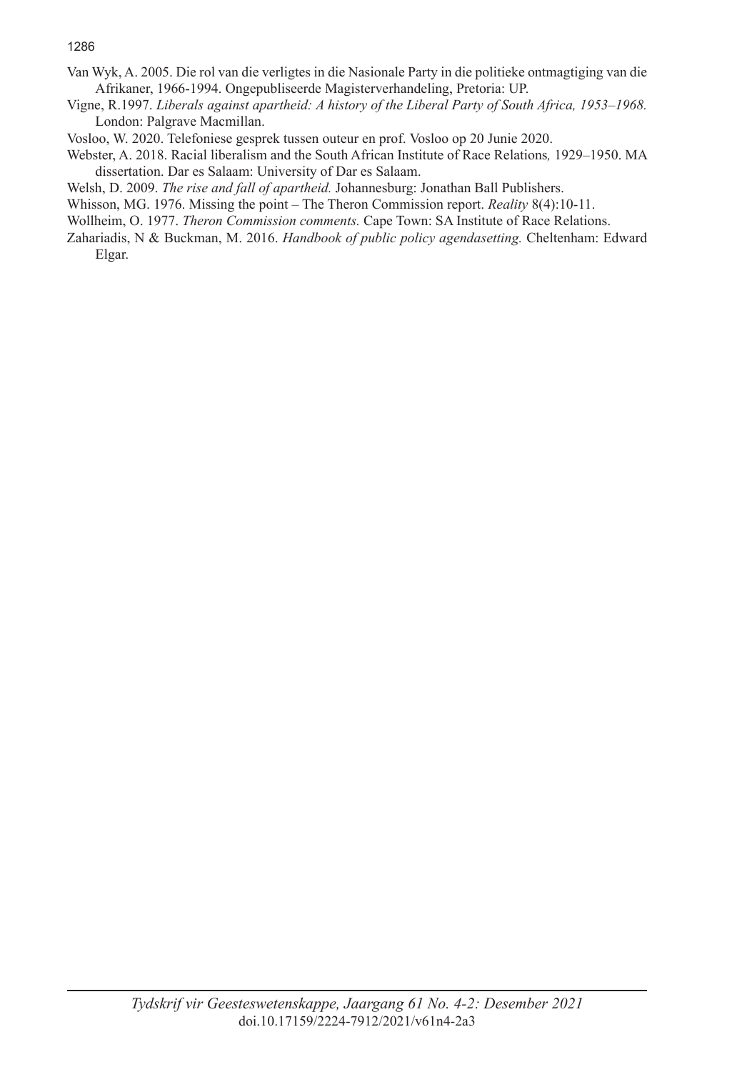Van Wyk, A. 2005. Die rol van die verligtes in die Nasionale Party in die politieke ontmagtiging van die Afrikaner, 1966-1994. Ongepubliseerde Magisterverhandeling, Pretoria: UP.

Vigne, R.1997. *Liberals against apartheid: A history of the Liberal Party of South Africa, 1953–1968.* London: Palgrave Macmillan.

Vosloo, W. 2020. Telefoniese gesprek tussen outeur en prof. Vosloo op 20 Junie 2020.

Webster, A. 2018. Racial liberalism and the South African Institute of Race Relations*,* 1929–1950. MA dissertation. Dar es Salaam: University of Dar es Salaam.

Welsh, D. 2009. *The rise and fall of apartheid.* Johannesburg: Jonathan Ball Publishers.

Whisson, MG. 1976. Missing the point – The Theron Commission report. *Reality* 8(4):10-11.

Wollheim, O. 1977. *Theron Commission comments.* Cape Town: SA Institute of Race Relations.

Zahariadis, N & Buckman, M. 2016. *Handbook of public policy agendasetting.* Cheltenham: Edward Elgar.